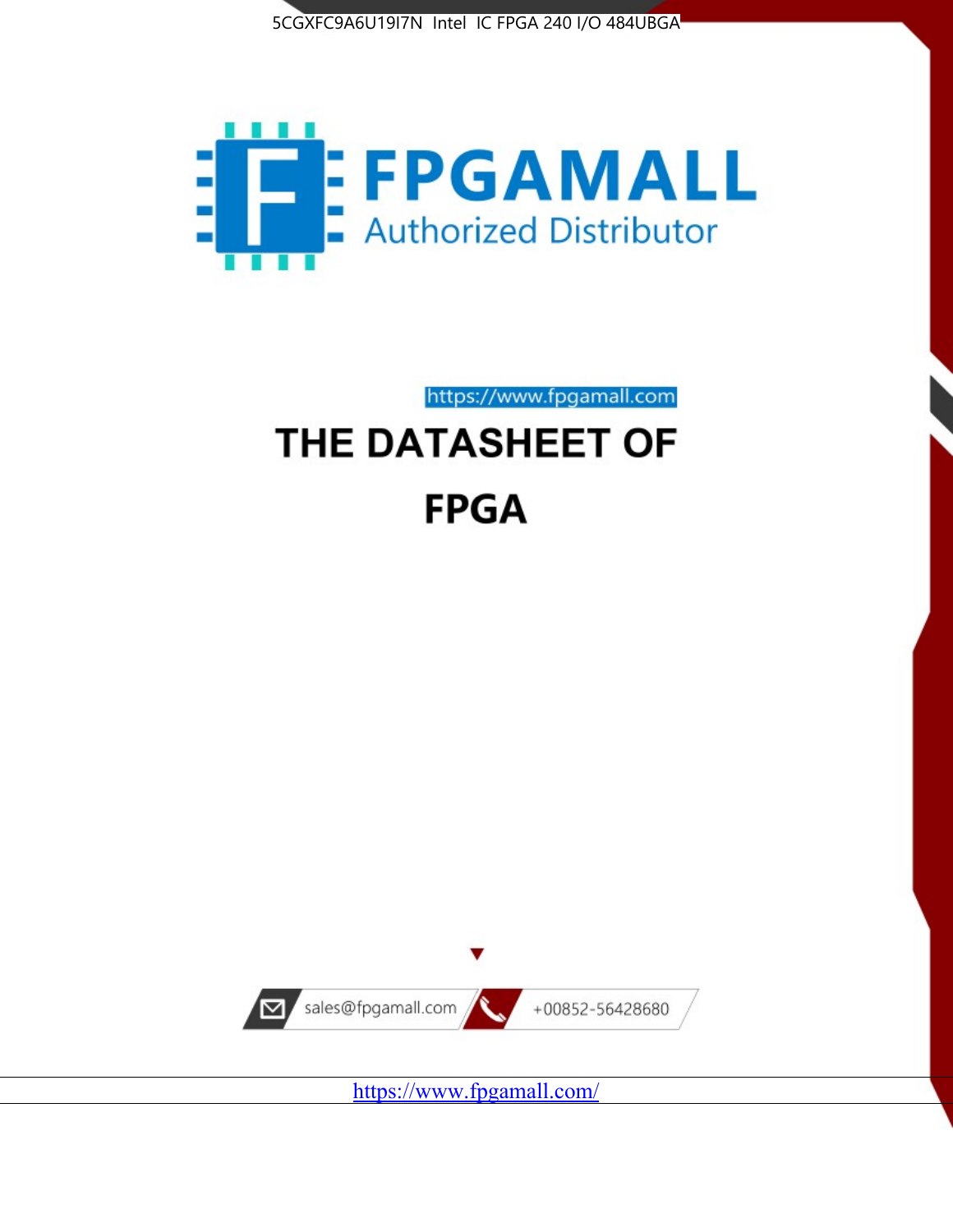5CGXFC9A6U19I7N Intel IC FPGA 240 I/O 484UBGA

FPGAMALL

Authorized Distributor

https://www.fpgamall.com

# THE DATASHEET OF

# FPGA

sales@fpgamall.com

+00852-56428680

https://www.fpgamall.com/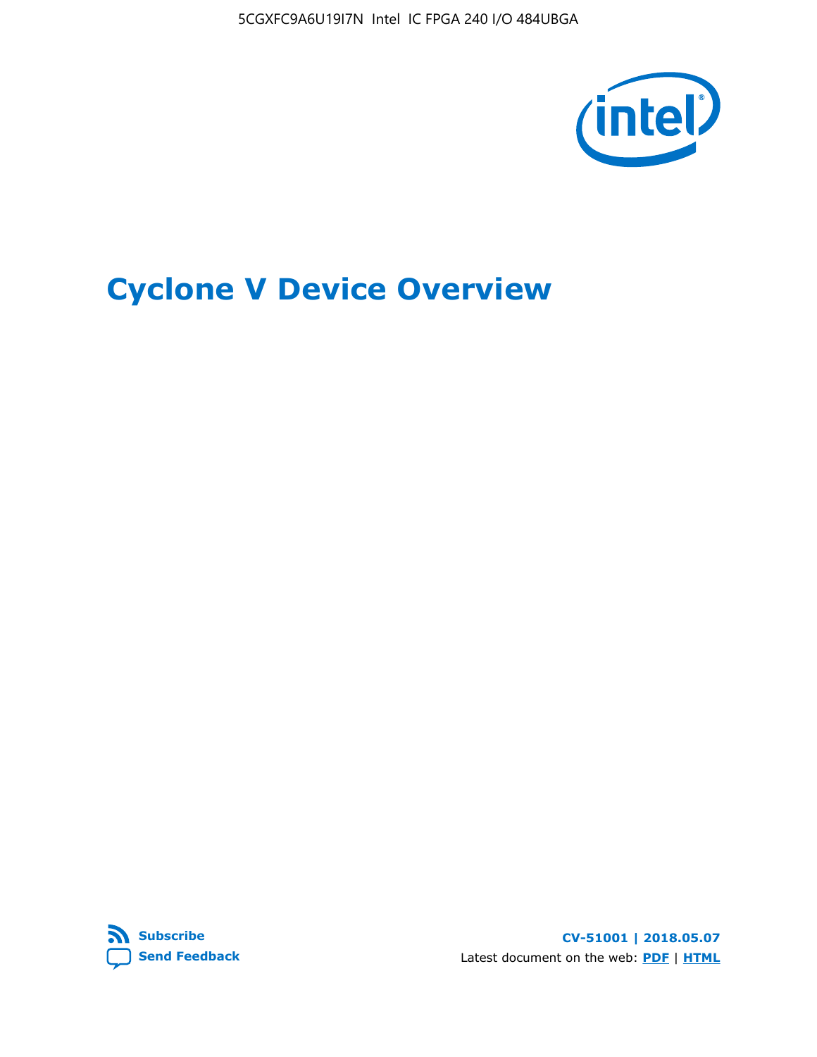# Cyclone V Device Overview

Subscribe

Send Feedback

CV-51001 | 2018.05.07

Latest document on the web: PDF | HTML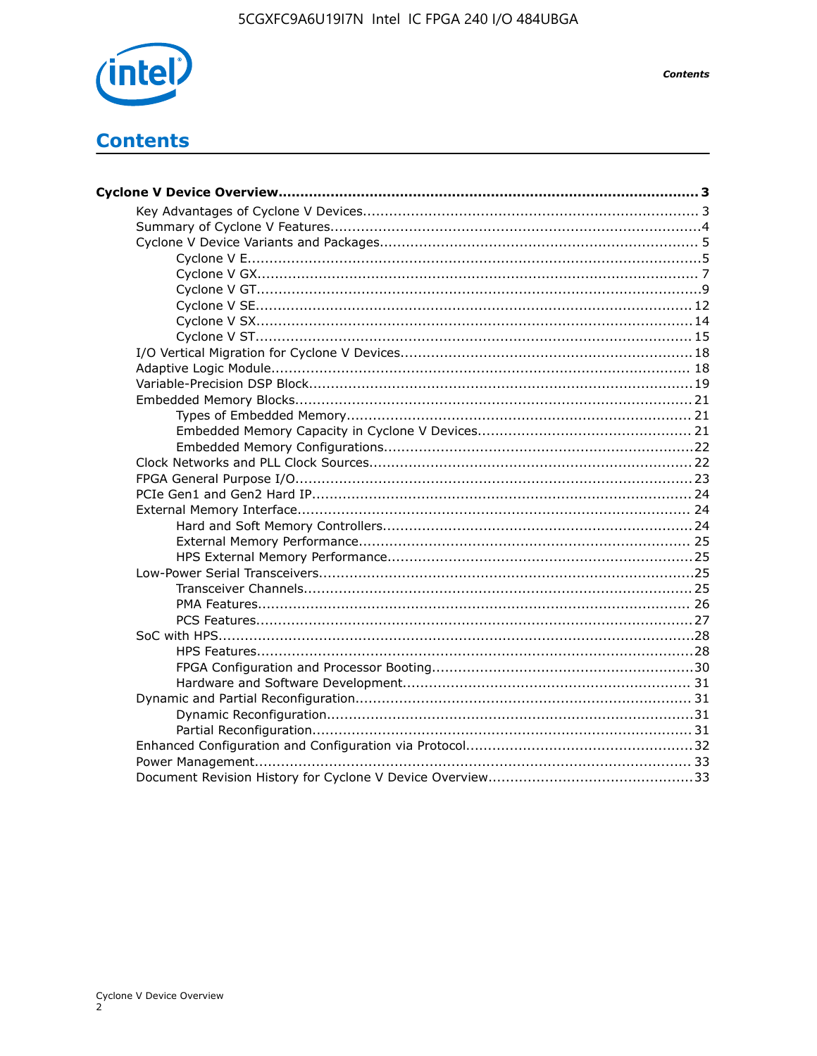# Contents

**Cyclone V Device Overview........................................................................................ 3**

- Key Advantages of Cyclone V Devices............................................................................ 3
- Summary of Cyclone V Features....................................................................................4
- Cyclone V Device Variants and Packages........................................................................ 5
    - Cyclone V E........................................................................................................5
    - Cyclone V GX..................................................................................................... 7
    - Cyclone V GT.......................................................................................................9
    - Cyclone V SE..................................................................................................... 12
    - Cyclone V SX..................................................................................................... 14
    - Cyclone V ST..................................................................................................... 15
- I/O Vertical Migration for Cyclone V Devices.................................................................. 18
- Adaptive Logic Module................................................................................................ 18
- Variable-Precision DSP Block........................................................................................19
- Embedded Memory Blocks.......................................................................................... 21
    - Types of Embedded Memory.............................................................................. 21
    - Embedded Memory Capacity in Cyclone V Devices................................................ 21
    - Embedded Memory Configurations......................................................................22
- Clock Networks and PLL Clock Sources......................................................................... 22
- FPGA General Purpose I/O.......................................................................................... 23
- PCIe Gen1 and Gen2 Hard IP...................................................................................... 24
- External Memory Interface.......................................................................................... 24
    - Hard and Soft Memory Controllers......................................................................24
    - External Memory Performance........................................................................... 25
    - HPS External Memory Performance.....................................................................25
- Low-Power Serial Transceivers.....................................................................................25
    - Transceiver Channels........................................................................................ 25
    - PMA Features.................................................................................................... 26
    - PCS Features.....................................................................................................27
- SoC with HPS.............................................................................................................28
    - HPS Features.....................................................................................................28
    - FPGA Configuration and Processor Booting...........................................................30
    - Hardware and Software Development................................................................. 31
- Dynamic and Partial Reconfiguration............................................................................ 31
    - Dynamic Reconfiguration...................................................................................31
    - Partial Reconfiguration...................................................................................... 31
- Enhanced Configuration and Configuration via Protocol...................................................32
- Power Management................................................................................................... 33
- Document Revision History for Cyclone V Device Overview...............................................33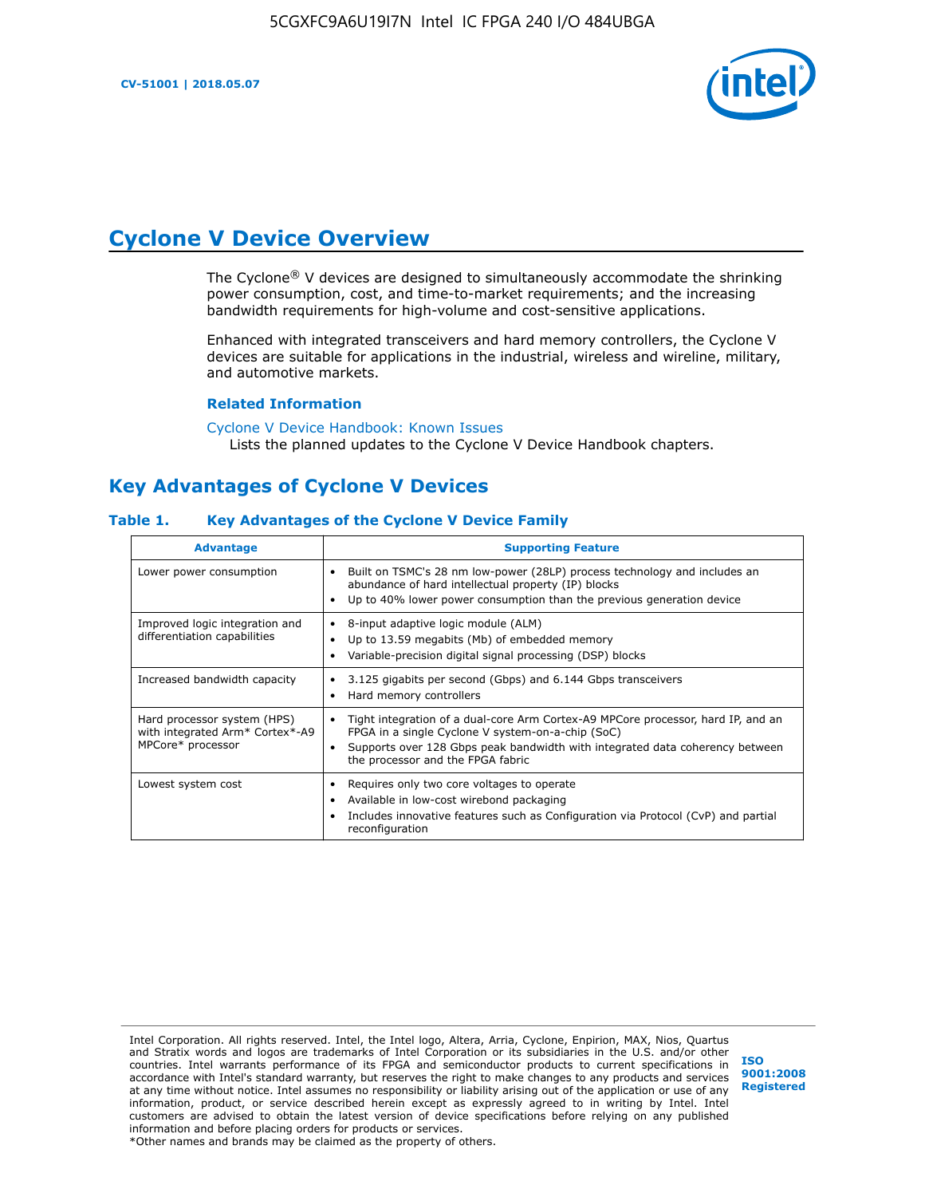# Cyclone V Device Overview

The Cyclone® V devices are designed to simultaneously accommodate the shrinking power consumption, cost, and time-to-market requirements; and the increasing bandwidth requirements for high-volume and cost-sensitive applications.

Enhanced with integrated transceivers and hard memory controllers, the Cyclone V devices are suitable for applications in the industrial, wireless and wireline, military, and automotive markets.

### Related Information

Cyclone V Device Handbook: Known Issues
Lists the planned updates to the Cyclone V Device Handbook chapters.

## Key Advantages of Cyclone V Devices

### Table 1. Key Advantages of the Cyclone V Device Family

| Advantage | Supporting Feature |
| --- | --- |
| Lower power consumption | • Built on TSMC's 28 nm low-power (28LP) process technology and includes an abundance of hard intellectual property (IP) blocks<br>• Up to 40% lower power consumption than the previous generation device |
| Improved logic integration and differentiation capabilities | • 8-input adaptive logic module (ALM)<br>• Up to 13.59 megabits (Mb) of embedded memory<br>• Variable-precision digital signal processing (DSP) blocks |
| Increased bandwidth capacity | • 3.125 gigabits per second (Gbps) and 6.144 Gbps transceivers<br>• Hard memory controllers |
| Hard processor system (HPS) with integrated Arm* Cortex*-A9 MPCore* processor | • Tight integration of a dual-core Arm Cortex-A9 MPCore processor, hard IP, and an FPGA in a single Cyclone V system-on-a-chip (SoC)<br>• Supports over 128 Gbps peak bandwidth with integrated data coherency between the processor and the FPGA fabric |
| Lowest system cost | • Requires only two core voltages to operate<br>• Available in low-cost wirebond packaging<br>• Includes innovative features such as Configuration via Protocol (CvP) and partial reconfiguration |

Intel Corporation. All rights reserved. Intel, the Intel logo, Altera, Arria, Cyclone, Enpirion, MAX, Nios, Quartus and Stratix words and logos are trademarks of Intel Corporation or its subsidiaries in the U.S. and/or other countries. Intel warrants performance of its FPGA and semiconductor products to current specifications in accordance with Intel's standard warranty, but reserves the right to make changes to any products and services at any time without notice. Intel assumes no responsibility or liability arising out of the application or use of any information, product, or service described herein except as expressly agreed to in writing by Intel. Intel customers are advised to obtain the latest version of device specifications before relying on any published information and before placing orders for products or services.
*Other names and brands may be claimed as the property of others.

ISO 9001:2008 Registered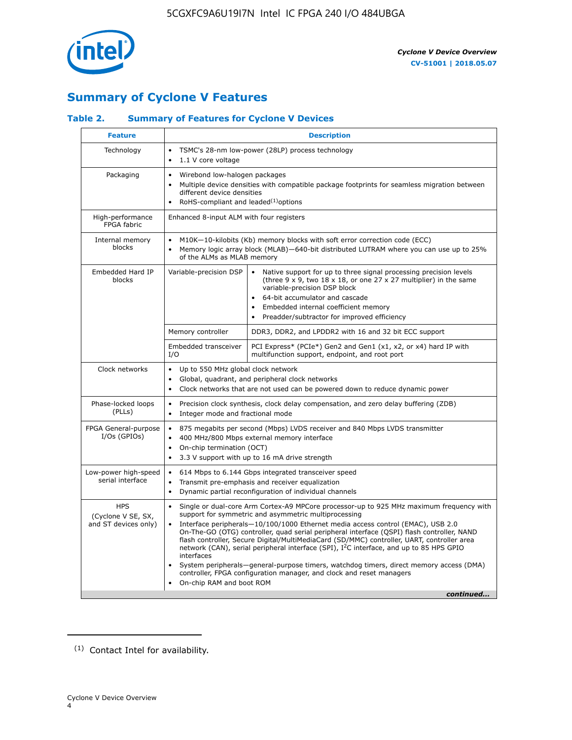# Summary of Cyclone V Features

### Table 2. Summary of Features for Cyclone V Devices

| Feature | Description | |
|---|---|---|
| Technology | • TSMC's 28-nm low-power (28LP) process technology<br>• 1.1 V core voltage | |
| Packaging | • Wirebond low-halogen packages<br>• Multiple device densities with compatible package footprints for seamless migration between different device densities<br>• RoHS-compliant and leaded[(1)] options | |
| High-performance FPGA fabric | Enhanced 8-input ALM with four registers | |
| Internal memory blocks | • M10K—10-kilobits (Kb) memory blocks with soft error correction code (ECC)<br>• Memory logic array block (MLAB)—640-bit distributed LUTRAM where you can use up to 25% of the ALMs as MLAB memory | |
| Embedded Hard IP blocks | Variable-precision DSP | • Native support for up to three signal processing precision levels (three 9 x 9, two 18 x 18, or one 27 x 27 multiplier) in the same variable-precision DSP block<br>• 64-bit accumulator and cascade<br>• Embedded internal coefficient memory<br>• Preadder/subtractor for improved efficiency |
| | Memory controller | DDR3, DDR2, and LPDDR2 with 16 and 32 bit ECC support |
| | Embedded transceiver I/O | PCI Express* (PCIe*) Gen2 and Gen1 (x1, x2, or x4) hard IP with multifunction support, endpoint, and root port |
| Clock networks | • Up to 550 MHz global clock network<br>• Global, quadrant, and peripheral clock networks<br>• Clock networks that are not used can be powered down to reduce dynamic power | |
| Phase-locked loops (PLLs) | • Precision clock synthesis, clock delay compensation, and zero delay buffering (ZDB)<br>• Integer mode and fractional mode | |
| FPGA General-purpose I/Os (GPIOs) | • 875 megabits per second (Mbps) LVDS receiver and 840 Mbps LVDS transmitter<br>• 400 MHz/800 Mbps external memory interface<br>• On-chip termination (OCT)<br>• 3.3 V support with up to 16 mA drive strength | |
| Low-power high-speed serial interface | • 614 Mbps to 6.144 Gbps integrated transceiver speed<br>• Transmit pre-emphasis and receiver equalization<br>• Dynamic partial reconfiguration of individual channels | |
| HPS (Cyclone V SE, SX, and ST devices only) | • Single or dual-core Arm Cortex-A9 MPCore processor-up to 925 MHz maximum frequency with support for symmetric and asymmetric multiprocessing<br>• Interface peripherals—10/100/1000 Ethernet media access control (EMAC), USB 2.0 On-The-GO (OTG) controller, quad serial peripheral interface (QSPI) flash controller, NAND flash controller, Secure Digital/MultiMediaCard (SD/MMC) controller, UART, controller area network (CAN), serial peripheral interface (SPI), I$^2$C interface, and up to 85 HPS GPIO interfaces<br>• System peripherals—general-purpose timers, watchdog timers, direct memory access (DMA) controller, FPGA configuration manager, and clock and reset managers<br>• On-chip RAM and boot ROM | |

*continued...*

(1) Contact Intel for availability.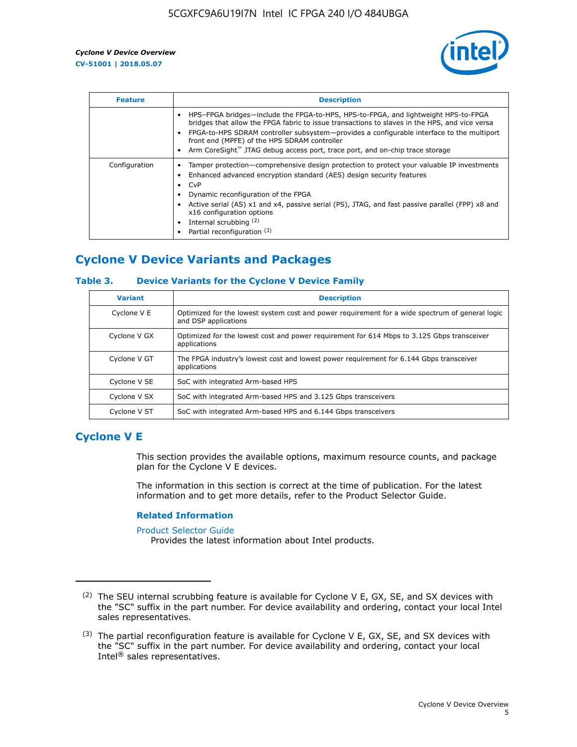| Feature | Description |
| --- | --- |
| | • HPS–FPGA bridges—include the FPGA-to-HPS, HPS-to-FPGA, and lightweight HPS-to-FPGA bridges that allow the FPGA fabric to issue transactions to slaves in the HPS, and vice versa<br>• FPGA-to-HPS SDRAM controller subsystem—provides a configurable interface to the multiport front end (MPFE) of the HPS SDRAM controller<br>• Arm CoreSight™ JTAG debug access port, trace port, and on-chip trace storage |
| Configuration | • Tamper protection—comprehensive design protection to protect your valuable IP investments<br>• Enhanced advanced encryption standard (AES) design security features<br>• CvP<br>• Dynamic reconfiguration of the FPGA<br>• Active serial (AS) x1 and x4, passive serial (PS), JTAG, and fast passive parallel (FPP) x8 and x16 configuration options<br>• Internal scrubbing [(2)]<br>• Partial reconfiguration [(3)] |

## Cyclone V Device Variants and Packages

### Table 3. Device Variants for the Cyclone V Device Family

| Variant | Description |
| --- | --- |
| Cyclone V E | Optimized for the lowest system cost and power requirement for a wide spectrum of general logic and DSP applications |
| Cyclone V GX | Optimized for the lowest cost and power requirement for 614 Mbps to 3.125 Gbps transceiver applications |
| Cyclone V GT | The FPGA industry's lowest cost and lowest power requirement for 6.144 Gbps transceiver applications |
| Cyclone V SE | SoC with integrated Arm-based HPS |
| Cyclone V SX | SoC with integrated Arm-based HPS and 3.125 Gbps transceivers |
| Cyclone V ST | SoC with integrated Arm-based HPS and 6.144 Gbps transceivers |

## Cyclone V E

This section provides the available options, maximum resource counts, and package plan for the Cyclone V E devices.

The information in this section is correct at the time of publication. For the latest information and to get more details, refer to the Product Selector Guide.

### Related Information

Product Selector Guide
Provides the latest information about Intel products.

---

(2) The SEU internal scrubbing feature is available for Cyclone V E, GX, SE, and SX devices with the "SC" suffix in the part number. For device availability and ordering, contact your local Intel sales representatives.

(3) The partial reconfiguration feature is available for Cyclone V E, GX, SE, and SX devices with the "SC" suffix in the part number. For device availability and ordering, contact your local Intel® sales representatives.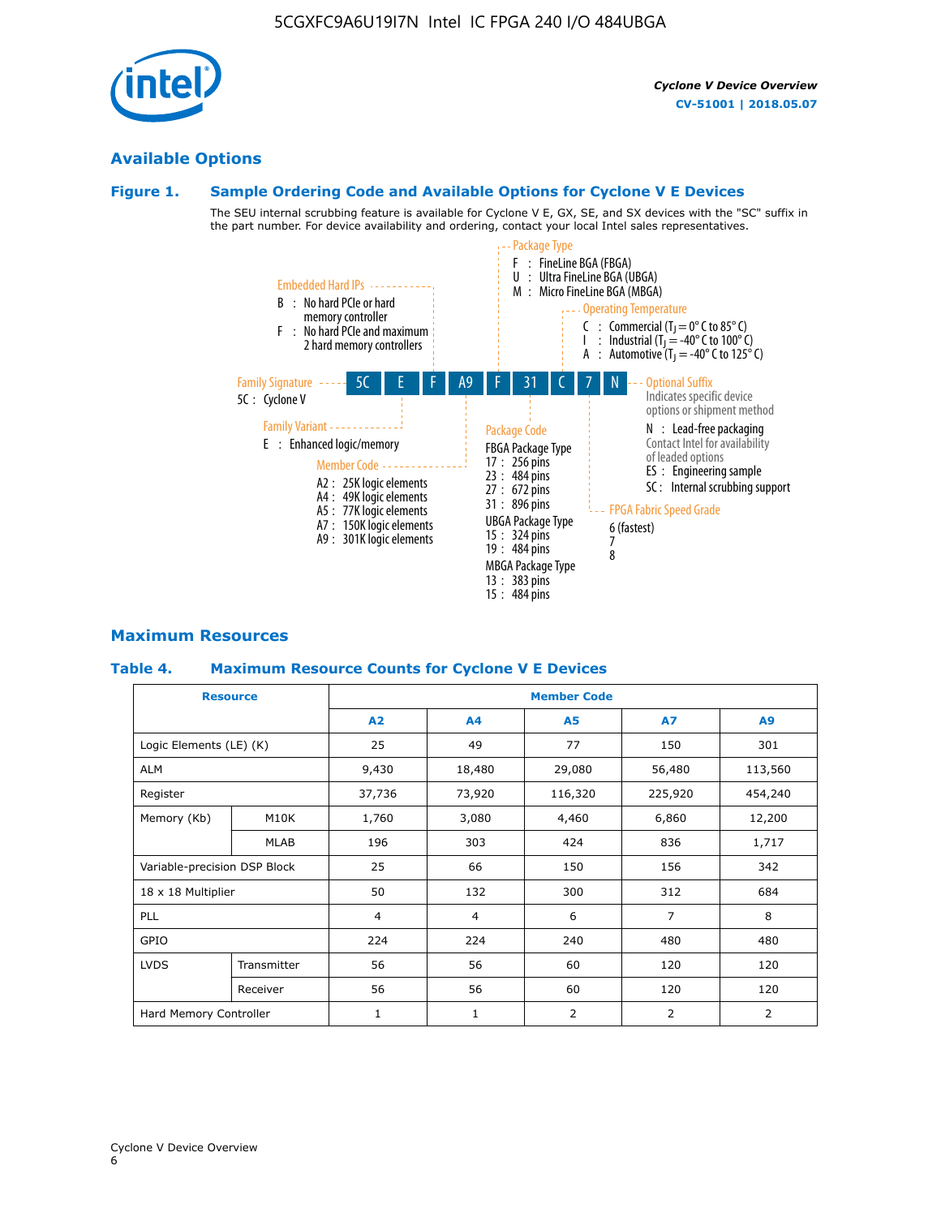## Available Options

### Figure 1. Sample Ordering Code and Available Options for Cyclone V E Devices

The SEU internal scrubbing feature is available for Cyclone V E, GX, SE, and SX devices with the "SC" suffix in the part number. For device availability and ordering, contact your local Intel sales representatives.

**5C E F A9 F 31 C 7 N**

**Family Signature**
- 5C : Cyclone V

**Family Variant**
- E : Enhanced logic/memory

**Embedded Hard IPs**
- B : No hard PCIe or hard memory controller
- F : No hard PCIe and maximum 2 hard memory controllers

**Member Code**
- A2 : 25K logic elements
- A4 : 49K logic elements
- A5 : 77K logic elements
- A7 : 150K logic elements
- A9 : 301K logic elements

**Package Type**
- F : FineLine BGA (FBGA)
- U : Ultra FineLine BGA (UBGA)
- M : Micro FineLine BGA (MBGA)

**Package Code**

FBGA Package Type
- 17 : 256 pins
- 23 : 484 pins
- 27 : 672 pins
- 31 : 896 pins

UBGA Package Type
- 15 : 324 pins
- 19 : 484 pins

MBGA Package Type
- 13 : 383 pins
- 15 : 484 pins

**Operating Temperature**
- C : Commercial ($T_J$ = 0° C to 85° C)
- I : Industrial ($T_J$ = -40° C to 100° C)
- A : Automotive ($T_J$ = -40° C to 125° C)

**FPGA Fabric Speed Grade**
- 6 (fastest)
- 7
- 8

**Optional Suffix**

Indicates specific device options or shipment method
- N : Lead-free packaging

Contact Intel for availability of leaded options
- ES : Engineering sample
- SC : Internal scrubbing support

## Maximum Resources

### Table 4. Maximum Resource Counts for Cyclone V E Devices

| Resource | | Member Code | | | | |
|---|---|---|---|---|---|---|
| | | A2 | A4 | A5 | A7 | A9 |
| Logic Elements (LE) (K) | | 25 | 49 | 77 | 150 | 301 |
| ALM | | 9,430 | 18,480 | 29,080 | 56,480 | 113,560 |
| Register | | 37,736 | 73,920 | 116,320 | 225,920 | 454,240 |
| Memory (Kb) | M10K | 1,760 | 3,080 | 4,460 | 6,860 | 12,200 |
| | MLAB | 196 | 303 | 424 | 836 | 1,717 |
| Variable-precision DSP Block | | 25 | 66 | 150 | 156 | 342 |
| 18 x 18 Multiplier | | 50 | 132 | 300 | 312 | 684 |
| PLL | | 4 | 4 | 6 | 7 | 8 |
| GPIO | | 224 | 224 | 240 | 480 | 480 |
| LVDS | Transmitter | 56 | 56 | 60 | 120 | 120 |
| | Receiver | 56 | 56 | 60 | 120 | 120 |
| Hard Memory Controller | | 1 | 1 | 2 | 2 | 2 |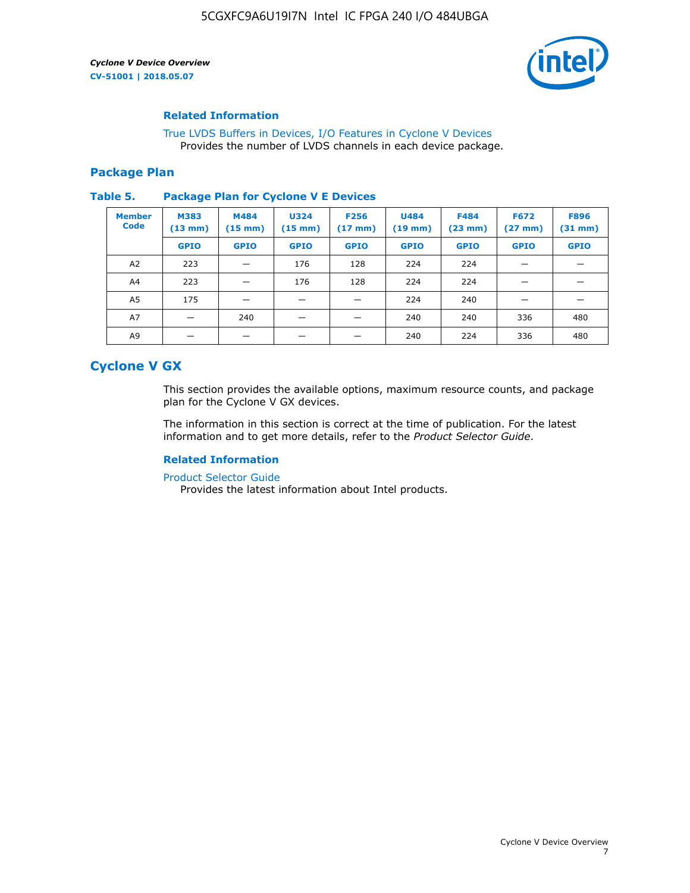### Related Information

True LVDS Buffers in Devices, I/O Features in Cyclone V Devices
Provides the number of LVDS channels in each device package.

## Package Plan

**Table 5. Package Plan for Cyclone V E Devices**

| Member Code | M383 (13 mm) | M484 (15 mm) | U324 (15 mm) | F256 (17 mm) | U484 (19 mm) | F484 (23 mm) | F672 (27 mm) | F896 (31 mm) |
|---|---|---|---|---|---|---|---|---|
| | GPIO | GPIO | GPIO | GPIO | GPIO | GPIO | GPIO | GPIO |
| A2 | 223 | — | 176 | 128 | 224 | 224 | — | — |
| A4 | 223 | — | 176 | 128 | 224 | 224 | — | — |
| A5 | 175 | — | — | — | 224 | 240 | — | — |
| A7 | — | 240 | — | — | 240 | 240 | 336 | 480 |
| A9 | — | — | — | — | 240 | 224 | 336 | 480 |

# Cyclone V GX

This section provides the available options, maximum resource counts, and package plan for the Cyclone V GX devices.

The information in this section is correct at the time of publication. For the latest information and to get more details, refer to the *Product Selector Guide*.

### Related Information

Product Selector Guide
Provides the latest information about Intel products.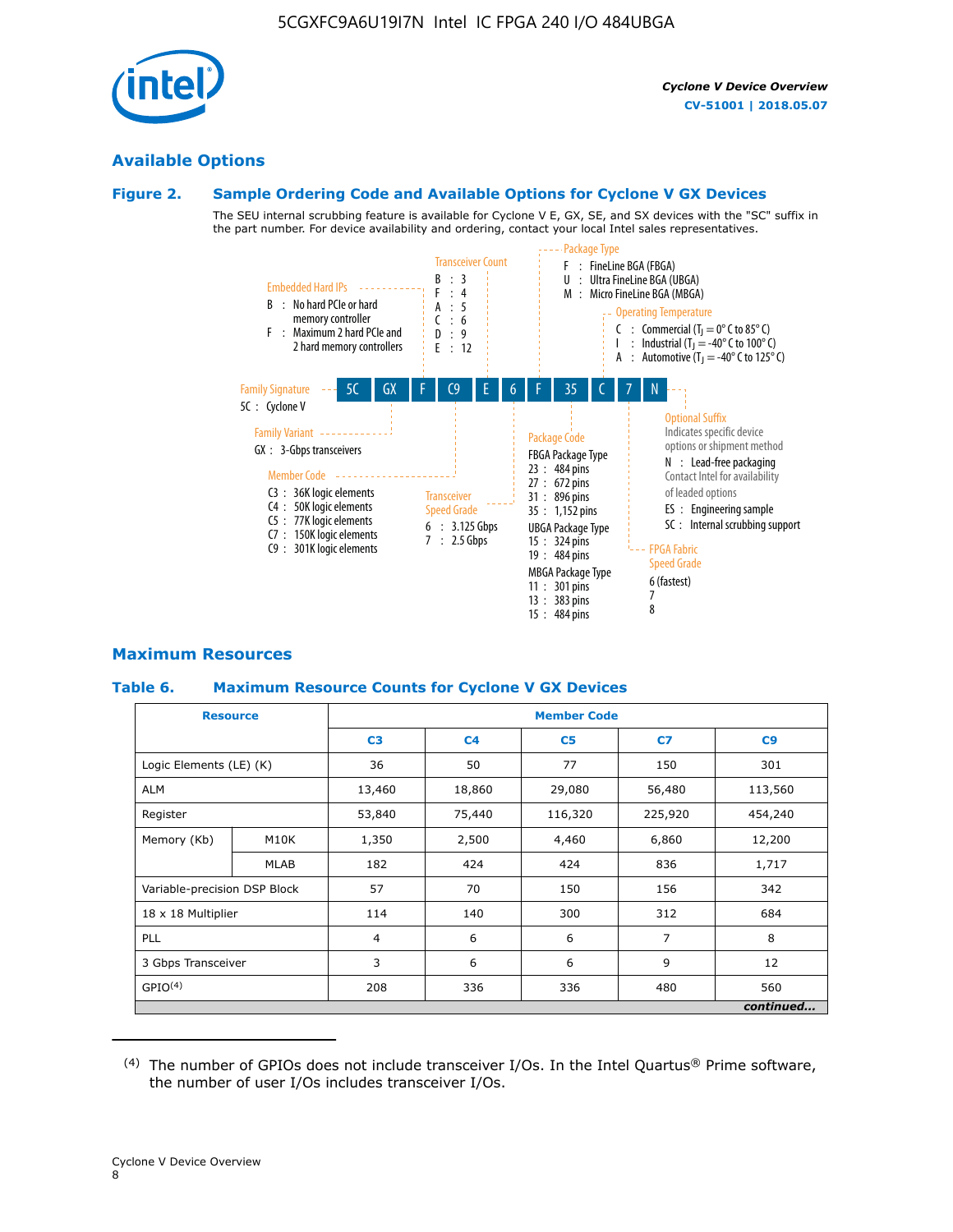## Available Options

### Figure 2. Sample Ordering Code and Available Options for Cyclone V GX Devices

The SEU internal scrubbing feature is available for Cyclone V E, GX, SE, and SX devices with the "SC" suffix in the part number. For device availability and ordering, contact your local Intel sales representatives.

**5C GX F C9 E 6 F 35 C 7 N**

- **Family Signature**
  - 5C : Cyclone V
- **Family Variant**
  - GX : 3-Gbps transceivers
- **Embedded Hard IPs**
  - B : No hard PCIe or hard memory controller
  - F : Maximum 2 hard PCIe and 2 hard memory controllers
- **Member Code**
  - C3 : 36K logic elements
  - C4 : 50K logic elements
  - C5 : 77K logic elements
  - C7 : 150K logic elements
  - C9 : 301K logic elements
- **Transceiver Count**
  - B : 3
  - F : 4
  - A : 5
  - C : 6
  - D : 9
  - E : 12
- **Transceiver Speed Grade**
  - 6 : 3.125 Gbps
  - 7 : 2.5 Gbps
- **Package Type**
  - F : FineLine BGA (FBGA)
  - U : Ultra FineLine BGA (UBGA)
  - M : Micro FineLine BGA (MBGA)
- **Package Code**
  - FBGA Package Type
    - 23 : 484 pins
    - 27 : 672 pins
    - 31 : 896 pins
    - 35 : 1,152 pins
  - UBGA Package Type
    - 15 : 324 pins
    - 19 : 484 pins
  - MBGA Package Type
    - 11 : 301 pins
    - 13 : 383 pins
    - 15 : 484 pins
- **Operating Temperature**
  - C : Commercial ($T_J$ = 0° C to 85° C)
  - I : Industrial ($T_J$ = -40° C to 100° C)
  - A : Automotive ($T_J$ = -40° C to 125° C)
- **FPGA Fabric Speed Grade**
  - 6 (fastest)
  - 7
  - 8
- **Optional Suffix**
  - Indicates specific device options or shipment method
  - N : Lead-free packaging. Contact Intel for availability of leaded options
  - ES : Engineering sample
  - SC : Internal scrubbing support

## Maximum Resources

### Table 6. Maximum Resource Counts for Cyclone V GX Devices

| Resource | | Member Code | | | | |
|---|---|---|---|---|---|---|
| | | C3 | C4 | C5 | C7 | C9 |
| Logic Elements (LE) (K) | | 36 | 50 | 77 | 150 | 301 |
| ALM | | 13,460 | 18,860 | 29,080 | 56,480 | 113,560 |
| Register | | 53,840 | 75,440 | 116,320 | 225,920 | 454,240 |
| Memory (Kb) | M10K | 1,350 | 2,500 | 4,460 | 6,860 | 12,200 |
| | MLAB | 182 | 424 | 424 | 836 | 1,717 |
| Variable-precision DSP Block | | 57 | 70 | 150 | 156 | 342 |
| 18 x 18 Multiplier | | 114 | 140 | 300 | 312 | 684 |
| PLL | | 4 | 6 | 6 | 7 | 8 |
| 3 Gbps Transceiver | | 3 | 6 | 6 | 9 | 12 |
| GPIO[4] | | 208 | 336 | 336 | 480 | 560 |

*continued...*

[4] The number of GPIOs does not include transceiver I/Os. In the Intel Quartus® Prime software, the number of user I/Os includes transceiver I/Os.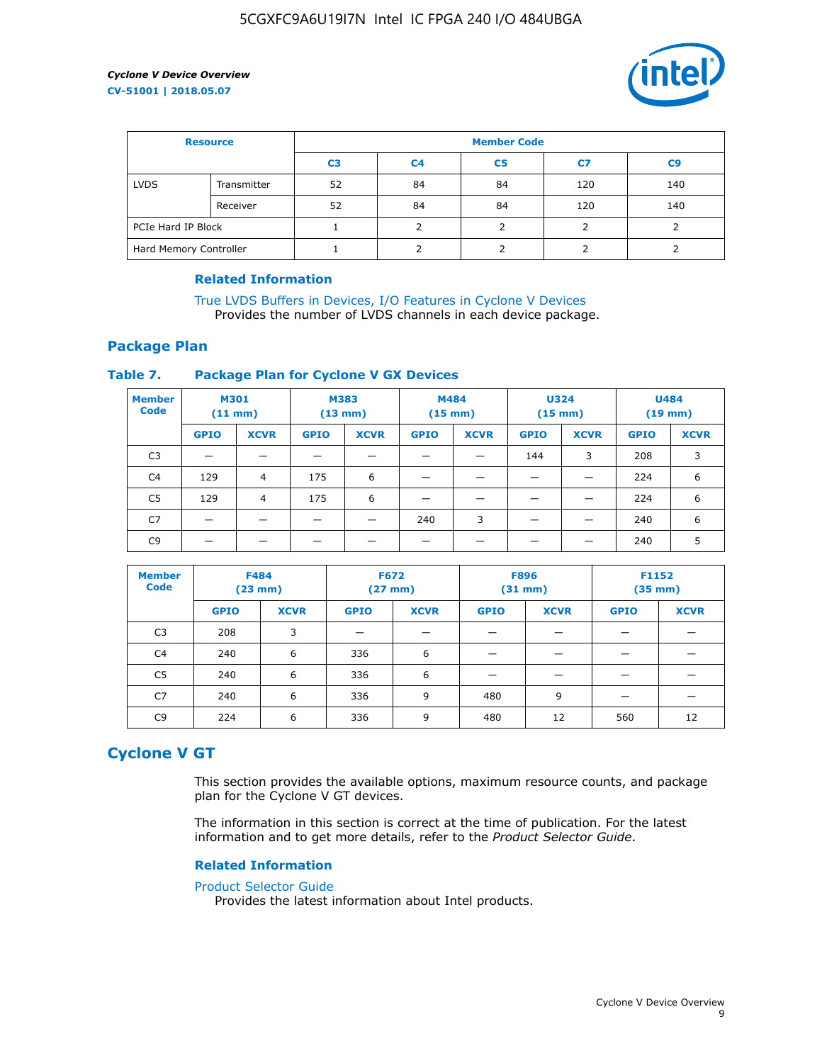| Resource | | Member Code | | | | |
|---|---|---|---|---|---|---|
| | | C3 | C4 | C5 | C7 | C9 |
| LVDS | Transmitter | 52 | 84 | 84 | 120 | 140 |
| | Receiver | 52 | 84 | 84 | 120 | 140 |
| PCIe Hard IP Block | | 1 | 2 | 2 | 2 | 2 |
| Hard Memory Controller | | 1 | 2 | 2 | 2 | 2 |

### Related Information

True LVDS Buffers in Devices, I/O Features in Cyclone V Devices
Provides the number of LVDS channels in each device package.

## Package Plan

### Table 7. Package Plan for Cyclone V GX Devices

| Member Code | M301 (11 mm) | | M383 (13 mm) | | M484 (15 mm) | | U324 (15 mm) | | U484 (19 mm) | |
|---|---|---|---|---|---|---|---|---|---|---|
| | GPIO | XCVR | GPIO | XCVR | GPIO | XCVR | GPIO | XCVR | GPIO | XCVR |
| C3 | — | — | — | — | — | — | 144 | 3 | 208 | 3 |
| C4 | 129 | 4 | 175 | 6 | — | — | — | — | 224 | 6 |
| C5 | 129 | 4 | 175 | 6 | — | — | — | — | 224 | 6 |
| C7 | — | — | — | — | 240 | 3 | — | — | 240 | 6 |
| C9 | — | — | — | — | — | — | — | — | 240 | 5 |

| Member Code | F484 (23 mm) | | F672 (27 mm) | | F896 (31 mm) | | F1152 (35 mm) | |
|---|---|---|---|---|---|---|---|---|
| | GPIO | XCVR | GPIO | XCVR | GPIO | XCVR | GPIO | XCVR |
| C3 | 208 | 3 | — | — | — | — | — | — |
| C4 | 240 | 6 | 336 | 6 | — | — | — | — |
| C5 | 240 | 6 | 336 | 6 | — | — | — | — |
| C7 | 240 | 6 | 336 | 9 | 480 | 9 | — | — |
| C9 | 224 | 6 | 336 | 9 | 480 | 12 | 560 | 12 |

# Cyclone V GT

This section provides the available options, maximum resource counts, and package plan for the Cyclone V GT devices.

The information in this section is correct at the time of publication. For the latest information and to get more details, refer to the *Product Selector Guide*.

### Related Information

Product Selector Guide
Provides the latest information about Intel products.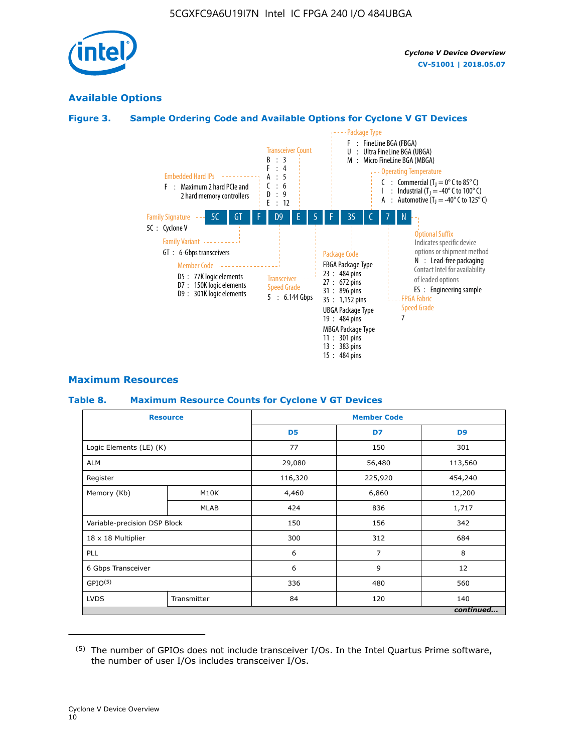## Available Options

**Figure 3. Sample Ordering Code and Available Options for Cyclone V GT Devices**

5C GT F D9 E 5 F 35 C 7 N

- **Family Signature**
  - 5C : Cyclone V
- **Family Variant**
  - GT : 6-Gbps transceivers
- **Embedded Hard IPs**
  - F : Maximum 2 hard PCIe and 2 hard memory controllers
- **Member Code**
  - D5 : 77K logic elements
  - D7 : 150K logic elements
  - D9 : 301K logic elements
- **Transceiver Count**
  - B : 3
  - F : 4
  - A : 5
  - C : 6
  - D : 9
  - E : 12
- **Transceiver Speed Grade**
  - 5 : 6.144 Gbps
- **Package Type**
  - F : FineLine BGA (FBGA)
  - U : Ultra FineLine BGA (UBGA)
  - M : Micro FineLine BGA (MBGA)
- **Package Code**
  - FBGA Package Type
    - 23 : 484 pins
    - 27 : 672 pins
    - 31 : 896 pins
    - 35 : 1,152 pins
  - UBGA Package Type
    - 19 : 484 pins
  - MBGA Package Type
    - 11 : 301 pins
    - 13 : 383 pins
    - 15 : 484 pins
- **Operating Temperature**
  - C : Commercial ($T_J$ = 0° C to 85° C)
  - I : Industrial ($T_J$ = -40° C to 100° C)
  - A : Automotive ($T_J$ = -40° C to 125° C)
- **FPGA Fabric Speed Grade**
  - 7
- **Optional Suffix**
  - Indicates specific device options or shipment method
  - N : Lead-free packaging. Contact Intel for availability of leaded options
  - ES : Engineering sample

## Maximum Resources

**Table 8. Maximum Resource Counts for Cyclone V GT Devices**

| Resource | | Member Code | | |
|---|---|---|---|---|
| | | D5 | D7 | D9 |
| Logic Elements (LE) (K) | | 77 | 150 | 301 |
| ALM | | 29,080 | 56,480 | 113,560 |
| Register | | 116,320 | 225,920 | 454,240 |
| Memory (Kb) | M10K | 4,460 | 6,860 | 12,200 |
| | MLAB | 424 | 836 | 1,717 |
| Variable-precision DSP Block | | 150 | 156 | 342 |
| 18 x 18 Multiplier | | 300 | 312 | 684 |
| PLL | | 6 | 7 | 8 |
| 6 Gbps Transceiver | | 6 | 9 | 12 |
| GPIO[5] | | 336 | 480 | 560 |
| LVDS | Transmitter | 84 | 120 | 140 |

*continued...*

(5) The number of GPIOs does not include transceiver I/Os. In the Intel Quartus Prime software, the number of user I/Os includes transceiver I/Os.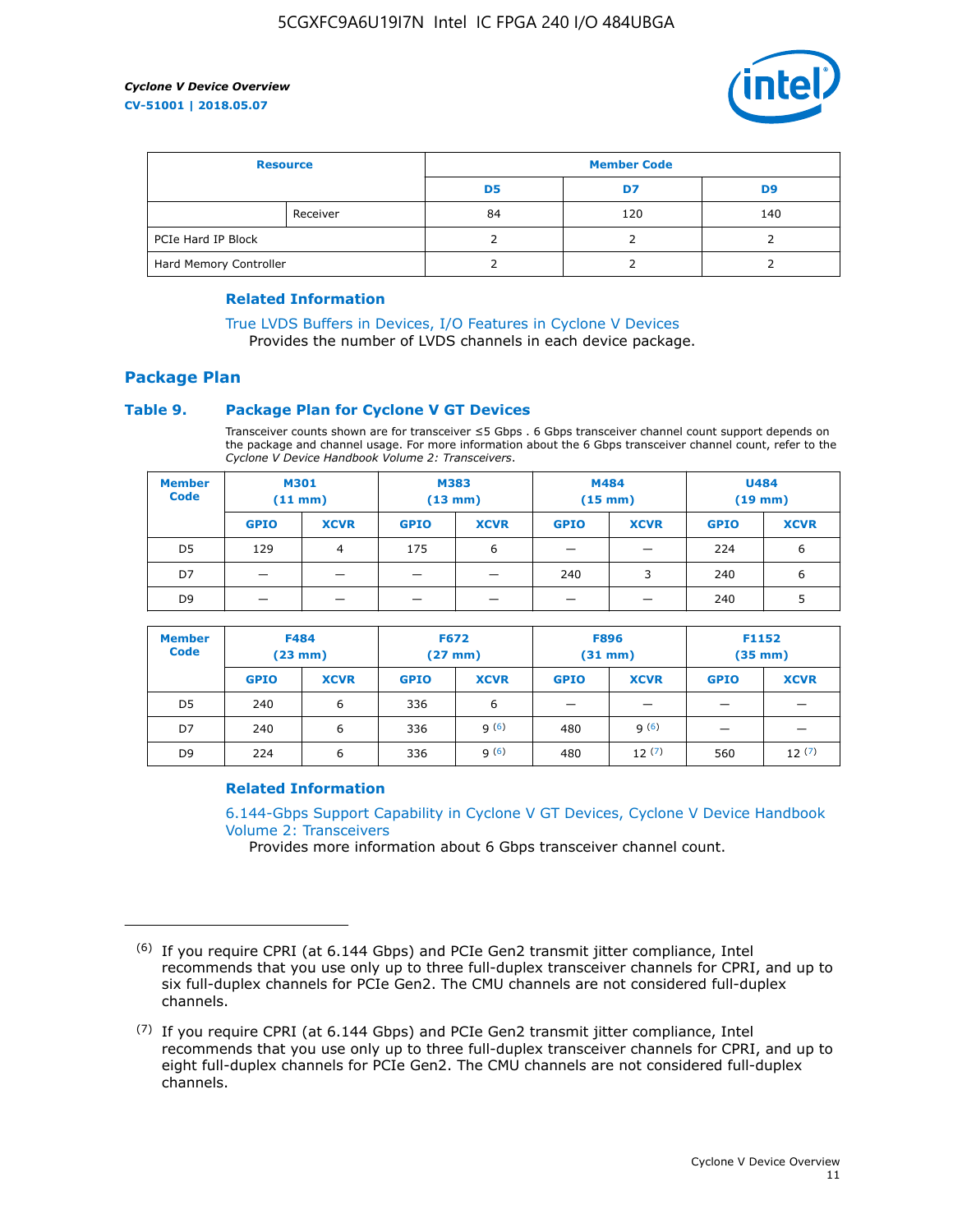| Resource | | Member Code | | |
|---|---|---|---|---|
| | | D5 | D7 | D9 |
| | Receiver | 84 | 120 | 140 |
| PCIe Hard IP Block | | 2 | 2 | 2 |
| Hard Memory Controller | | 2 | 2 | 2 |

**Related Information**

True LVDS Buffers in Devices, I/O Features in Cyclone V Devices
Provides the number of LVDS channels in each device package.

## Package Plan

### Table 9. Package Plan for Cyclone V GT Devices

Transceiver counts shown are for transceiver ≤5 Gbps . 6 Gbps transceiver channel count support depends on the package and channel usage. For more information about the 6 Gbps transceiver channel count, refer to the *Cyclone V Device Handbook Volume 2: Transceivers*.

| Member Code | M301 (11 mm) | | M383 (13 mm) | | M484 (15 mm) | | U484 (19 mm) | |
|---|---|---|---|---|---|---|---|---|
| | GPIO | XCVR | GPIO | XCVR | GPIO | XCVR | GPIO | XCVR |
| D5 | 129 | 4 | 175 | 6 | — | — | 224 | 6 |
| D7 | — | — | — | — | 240 | 3 | 240 | 6 |
| D9 | — | — | — | — | — | — | 240 | 5 |

| Member Code | F484 (23 mm) | | F672 (27 mm) | | F896 (31 mm) | | F1152 (35 mm) | |
|---|---|---|---|---|---|---|---|---|
| | GPIO | XCVR | GPIO | XCVR | GPIO | XCVR | GPIO | XCVR |
| D5 | 240 | 6 | 336 | 6 | — | — | — | — |
| D7 | 240 | 6 | 336 | 9 [(6)] | 480 | 9 [(6)] | — | — |
| D9 | 224 | 6 | 336 | 9 [(6)] | 480 | 12 [(7)] | 560 | 12 [(7)] |

**Related Information**

6.144-Gbps Support Capability in Cyclone V GT Devices, Cyclone V Device Handbook Volume 2: Transceivers
Provides more information about 6 Gbps transceiver channel count.

---

(6) If you require CPRI (at 6.144 Gbps) and PCIe Gen2 transmit jitter compliance, Intel recommends that you use only up to three full-duplex transceiver channels for CPRI, and up to six full-duplex channels for PCIe Gen2. The CMU channels are not considered full-duplex channels.

(7) If you require CPRI (at 6.144 Gbps) and PCIe Gen2 transmit jitter compliance, Intel recommends that you use only up to three full-duplex transceiver channels for CPRI, and up to eight full-duplex channels for PCIe Gen2. The CMU channels are not considered full-duplex channels.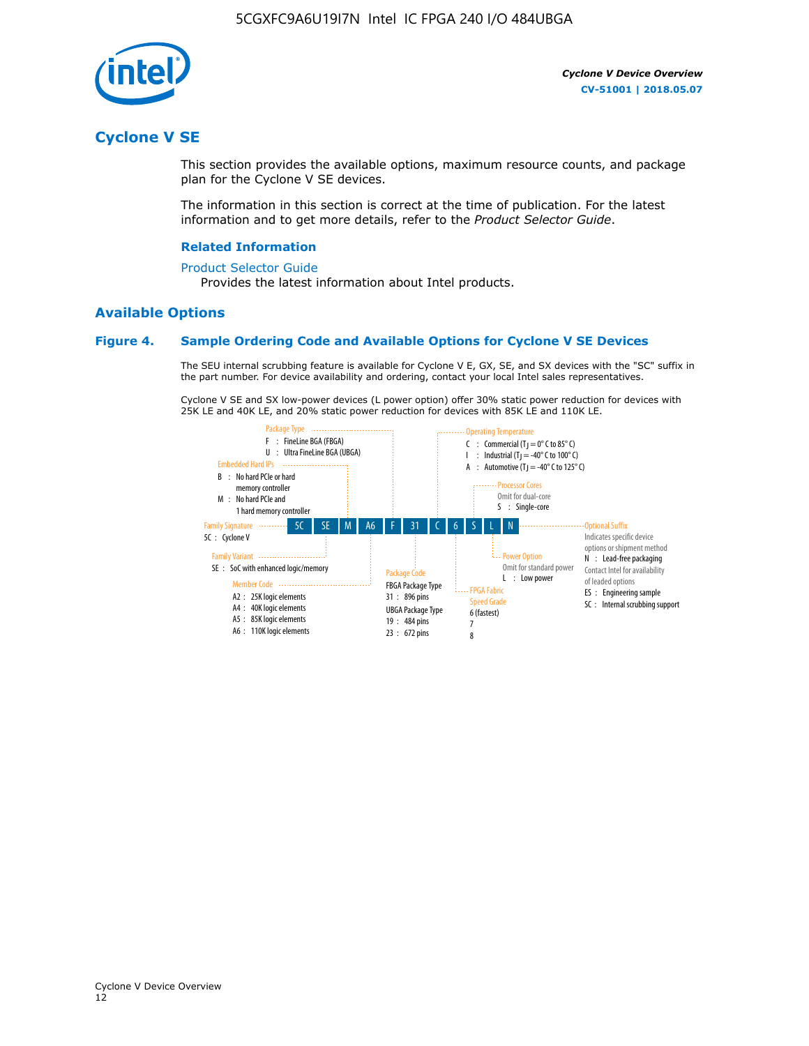# Cyclone V SE

This section provides the available options, maximum resource counts, and package plan for the Cyclone V SE devices.

The information in this section is correct at the time of publication. For the latest information and to get more details, refer to the *Product Selector Guide*.

### Related Information

Product Selector Guide
Provides the latest information about Intel products.

## Available Options

### Figure 4. Sample Ordering Code and Available Options for Cyclone V SE Devices

The SEU internal scrubbing feature is available for Cyclone V E, GX, SE, and SX devices with the "SC" suffix in the part number. For device availability and ordering, contact your local Intel sales representatives.

Cyclone V SE and SX low-power devices (L power option) offer 30% static power reduction for devices with 25K LE and 40K LE, and 20% static power reduction for devices with 85K LE and 110K LE.

Sample ordering code: 5C SE M A6 F 31 C 6 S L N

- **Family Signature**
  - 5C : Cyclone V
- **Family Variant**
  - SE : SoC with enhanced logic/memory
- **Embedded Hard IPs**
  - B : No hard PCIe or hard memory controller
  - M : No hard PCIe and 1 hard memory controller
- **Member Code**
  - A2 : 25K logic elements
  - A4 : 40K logic elements
  - A5 : 85K logic elements
  - A6 : 110K logic elements
- **Package Type**
  - F : FineLine BGA (FBGA)
  - U : Ultra FineLine BGA (UBGA)
- **Package Code**
  - FBGA Package Type
    - 31 : 896 pins
  - UBGA Package Type
    - 19 : 484 pins
    - 23 : 672 pins
- **Operating Temperature**
  - C : Commercial ($T_J$ = 0° C to 85° C)
  - I : Industrial ($T_J$ = -40° C to 100° C)
  - A : Automotive ($T_J$ = -40° C to 125° C)
- **FPGA Fabric Speed Grade**
  - 6 (fastest)
  - 7
  - 8
- **Processor Cores**
  - Omit for dual-core
  - S : Single-core
- **Power Option**
  - Omit for standard power
  - L : Low power
- **Optional Suffix**
  - Indicates specific device options or shipment method
  - N : Lead-free packaging
  - Contact Intel for availability of leaded options
  - ES : Engineering sample
  - SC : Internal scrubbing support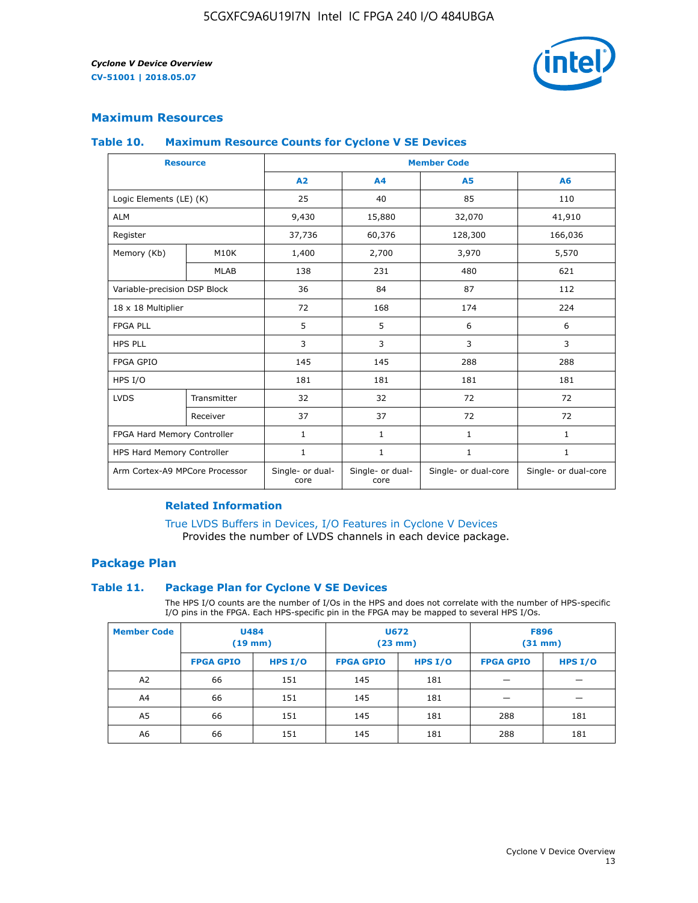## Maximum Resources

### Table 10. Maximum Resource Counts for Cyclone V SE Devices

| Resource | | Member Code | | | |
|---|---|---|---|---|---|
| | | A2 | A4 | A5 | A6 |
| Logic Elements (LE) (K) | | 25 | 40 | 85 | 110 |
| ALM | | 9,430 | 15,880 | 32,070 | 41,910 |
| Register | | 37,736 | 60,376 | 128,300 | 166,036 |
| Memory (Kb) | M10K | 1,400 | 2,700 | 3,970 | 5,570 |
| | MLAB | 138 | 231 | 480 | 621 |
| Variable-precision DSP Block | | 36 | 84 | 87 | 112 |
| 18 x 18 Multiplier | | 72 | 168 | 174 | 224 |
| FPGA PLL | | 5 | 5 | 6 | 6 |
| HPS PLL | | 3 | 3 | 3 | 3 |
| FPGA GPIO | | 145 | 145 | 288 | 288 |
| HPS I/O | | 181 | 181 | 181 | 181 |
| LVDS | Transmitter | 32 | 32 | 72 | 72 |
| | Receiver | 37 | 37 | 72 | 72 |
| FPGA Hard Memory Controller | | 1 | 1 | 1 | 1 |
| HPS Hard Memory Controller | | 1 | 1 | 1 | 1 |
| Arm Cortex-A9 MPCore Processor | | Single- or dual-core | Single- or dual-core | Single- or dual-core | Single- or dual-core |

#### Related Information

True LVDS Buffers in Devices, I/O Features in Cyclone V Devices
Provides the number of LVDS channels in each device package.

## Package Plan

### Table 11. Package Plan for Cyclone V SE Devices

The HPS I/O counts are the number of I/Os in the HPS and does not correlate with the number of HPS-specific I/O pins in the FPGA. Each HPS-specific pin in the FPGA may be mapped to several HPS I/Os.

| Member Code | U484 (19 mm) | | U672 (23 mm) | | F896 (31 mm) | |
|---|---|---|---|---|---|---|
| | FPGA GPIO | HPS I/O | FPGA GPIO | HPS I/O | FPGA GPIO | HPS I/O |
| A2 | 66 | 151 | 145 | 181 | — | — |
| A4 | 66 | 151 | 145 | 181 | — | — |
| A5 | 66 | 151 | 145 | 181 | 288 | 181 |
| A6 | 66 | 151 | 145 | 181 | 288 | 181 |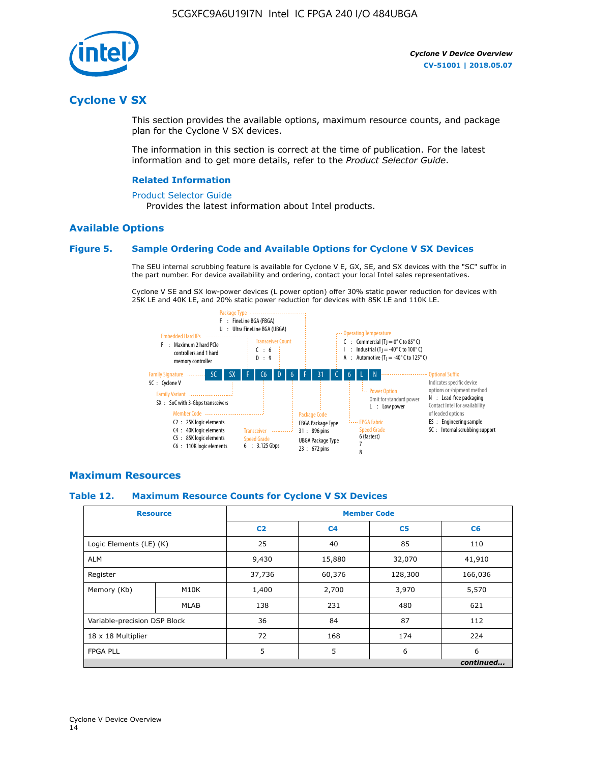# Cyclone V SX

This section provides the available options, maximum resource counts, and package plan for the Cyclone V SX devices.

The information in this section is correct at the time of publication. For the latest information and to get more details, refer to the *Product Selector Guide*.

### Related Information

Product Selector Guide

Provides the latest information about Intel products.

## Available Options

### Figure 5. Sample Ordering Code and Available Options for Cyclone V SX Devices

The SEU internal scrubbing feature is available for Cyclone V E, GX, SE, and SX devices with the "SC" suffix in the part number. For device availability and ordering, contact your local Intel sales representatives.

Cyclone V SE and SX low-power devices (L power option) offer 30% static power reduction for devices with 25K LE and 40K LE, and 20% static power reduction for devices with 85K LE and 110K LE.

Sample ordering code: 5C SX F C6 D 6 F 31 C 6 L N

- **Family Signature**
  - 5C : Cyclone V
- **Family Variant**
  - SX : SoC with 3-Gbps transceivers
- **Embedded Hard IPs**
  - F : Maximum 2 hard PCIe controllers and 1 hard memory controller
- **Member Code**
  - C2 : 25K logic elements
  - C4 : 40K logic elements
  - C5 : 85K logic elements
  - C6 : 110K logic elements
- **Transceiver Count**
  - C : 6
  - D : 9
- **Transceiver Speed Grade**
  - 6 : 3.125 Gbps
- **Package Type**
  - F : FineLine BGA (FBGA)
  - U : Ultra FineLine BGA (UBGA)
- **Package Code**
  - FBGA Package Type
    - 31 : 896 pins
  - UBGA Package Type
    - 23 : 672 pins
- **Operating Temperature**
  - C : Commercial ($T_J$ = 0° C to 85° C)
  - I : Industrial ($T_J$ = -40° C to 100° C)
  - A : Automotive ($T_J$ = -40° C to 125° C)
- **FPGA Fabric Speed Grade**
  - 6 (fastest)
  - 7
  - 8
- **Power Option**
  - Omit for standard power
  - L : Low power
- **Optional Suffix**
  - Indicates specific device options or shipment method
  - N : Lead-free packaging
  - Contact Intel for availability of leaded options
  - ES : Engineering sample
  - SC : Internal scrubbing support

## Maximum Resources

### Table 12. Maximum Resource Counts for Cyclone V SX Devices

| Resource | | Member Code | | | |
|---|---|---|---|---|---|
| | | C2 | C4 | C5 | C6 |
| Logic Elements (LE) (K) | | 25 | 40 | 85 | 110 |
| ALM | | 9,430 | 15,880 | 32,070 | 41,910 |
| Register | | 37,736 | 60,376 | 128,300 | 166,036 |
| Memory (Kb) | M10K | 1,400 | 2,700 | 3,970 | 5,570 |
| | MLAB | 138 | 231 | 480 | 621 |
| Variable-precision DSP Block | | 36 | 84 | 87 | 112 |
| 18 x 18 Multiplier | | 72 | 168 | 174 | 224 |
| FPGA PLL | | 5 | 5 | 6 | 6 |

*continued...*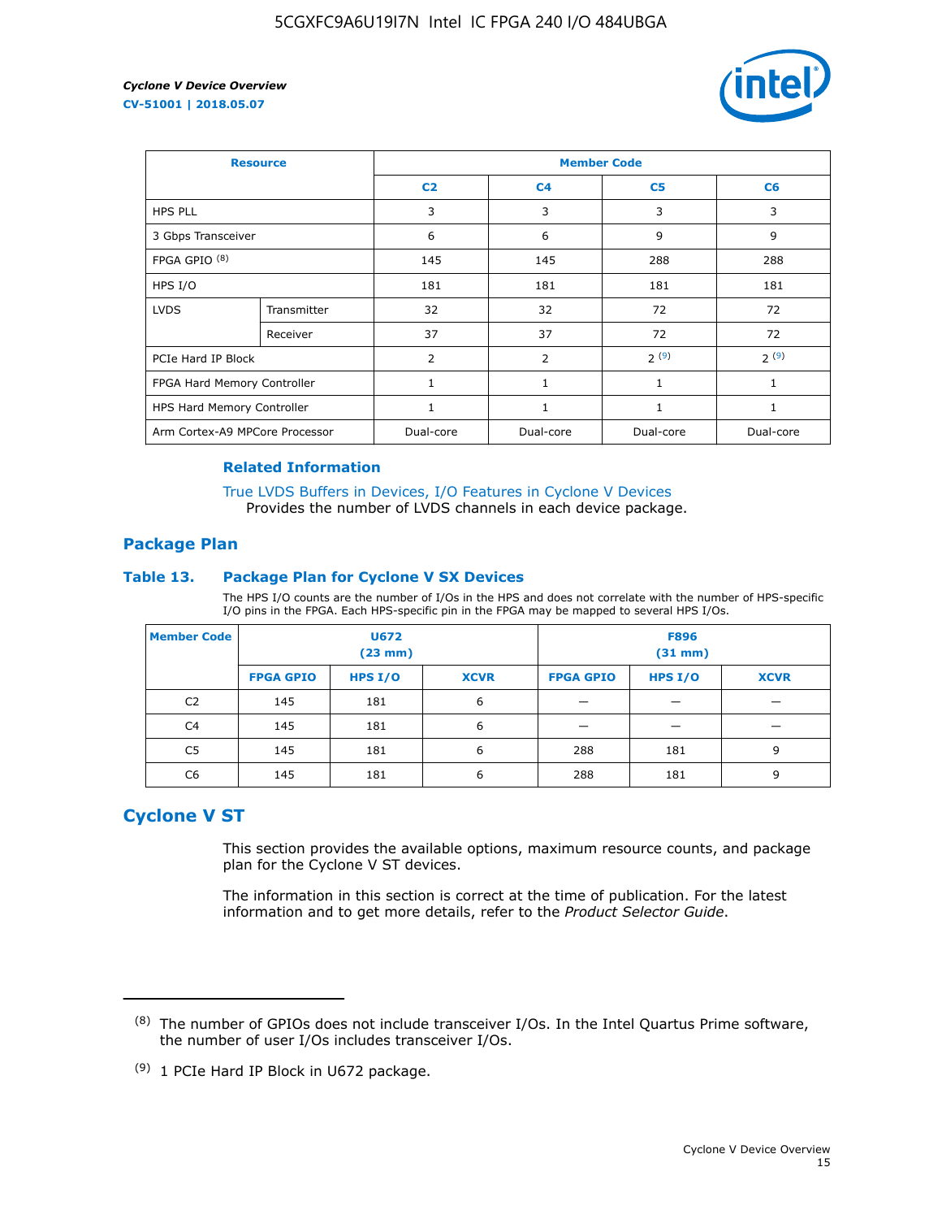| Resource | | Member Code | | | |
|---|---|---|---|---|---|
| | | C2 | C4 | C5 | C6 |
| HPS PLL | | 3 | 3 | 3 | 3 |
| 3 Gbps Transceiver | | 6 | 6 | 9 | 9 |
| FPGA GPIO [8] | | 145 | 145 | 288 | 288 |
| HPS I/O | | 181 | 181 | 181 | 181 |
| LVDS | Transmitter | 32 | 32 | 72 | 72 |
| | Receiver | 37 | 37 | 72 | 72 |
| PCIe Hard IP Block | | 2 | 2 | 2 [9] | 2 [9] |
| FPGA Hard Memory Controller | | 1 | 1 | 1 | 1 |
| HPS Hard Memory Controller | | 1 | 1 | 1 | 1 |
| Arm Cortex-A9 MPCore Processor | | Dual-core | Dual-core | Dual-core | Dual-core |

**Related Information**

True LVDS Buffers in Devices, I/O Features in Cyclone V Devices
Provides the number of LVDS channels in each device package.

## Package Plan

### Table 13. Package Plan for Cyclone V SX Devices

The HPS I/O counts are the number of I/Os in the HPS and does not correlate with the number of HPS-specific I/O pins in the FPGA. Each HPS-specific pin in the FPGA may be mapped to several HPS I/Os.

| Member Code | U672 (23 mm) | | | F896 (31 mm) | | |
|---|---|---|---|---|---|---|
| | FPGA GPIO | HPS I/O | XCVR | FPGA GPIO | HPS I/O | XCVR |
| C2 | 145 | 181 | 6 | — | — | — |
| C4 | 145 | 181 | 6 | — | — | — |
| C5 | 145 | 181 | 6 | 288 | 181 | 9 |
| C6 | 145 | 181 | 6 | 288 | 181 | 9 |

## Cyclone V ST

This section provides the available options, maximum resource counts, and package plan for the Cyclone V ST devices.

The information in this section is correct at the time of publication. For the latest information and to get more details, refer to the *Product Selector Guide*.

---

(8) The number of GPIOs does not include transceiver I/Os. In the Intel Quartus Prime software, the number of user I/Os includes transceiver I/Os.

(9) 1 PCIe Hard IP Block in U672 package.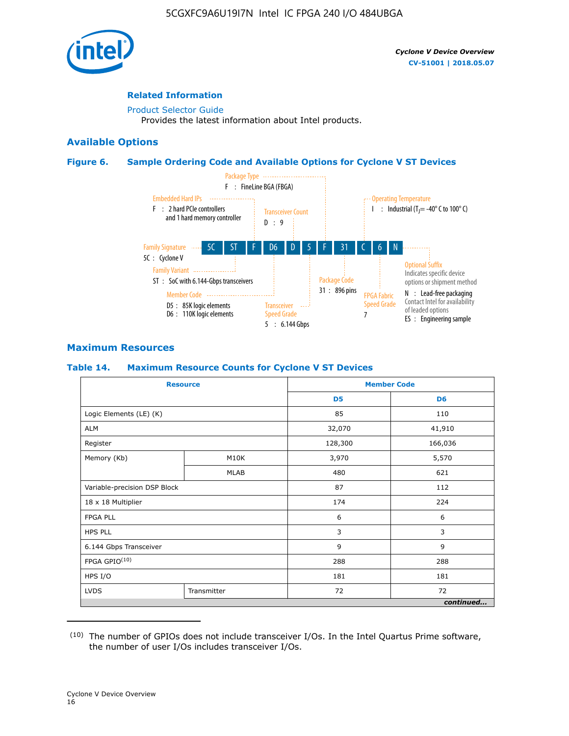## Related Information

Product Selector Guide
Provides the latest information about Intel products.

## Available Options

### Figure 6. Sample Ordering Code and Available Options for Cyclone V ST Devices

5C | ST | F | D6 | D | 5 | F | 31 | C | 6 | N

- Family Signature — 5C : Cyclone V
- Family Variant — ST : SoC with 6.144-Gbps transceivers
- Embedded Hard IPs — F : 2 hard PCIe controllers and 1 hard memory controller
- Member Code — D5 : 85K logic elements; D6 : 110K logic elements
- Transceiver Count — D : 9
- Transceiver Speed Grade — 5 : 6.144 Gbps
- Package Type — F : FineLine BGA (FBGA)
- Package Code — 31 : 896 pins
- Operating Temperature — I : Industrial ($T_J$ = -40° C to 100° C)
- FPGA Fabric Speed Grade — 7
- Optional Suffix — Indicates specific device options or shipment method; N : Lead-free packaging (Contact Intel for availability of leaded options); ES : Engineering sample

## Maximum Resources

### Table 14. Maximum Resource Counts for Cyclone V ST Devices

| Resource | | Member Code | |
|---|---|---|---|
| | | D5 | D6 |
| Logic Elements (LE) (K) | | 85 | 110 |
| ALM | | 32,070 | 41,910 |
| Register | | 128,300 | 166,036 |
| Memory (Kb) | M10K | 3,970 | 5,570 |
| | MLAB | 480 | 621 |
| Variable-precision DSP Block | | 87 | 112 |
| 18 x 18 Multiplier | | 174 | 224 |
| FPGA PLL | | 6 | 6 |
| HPS PLL | | 3 | 3 |
| 6.144 Gbps Transceiver | | 9 | 9 |
| FPGA GPIO[(10)] | | 288 | 288 |
| HPS I/O | | 181 | 181 |
| LVDS | Transmitter | 72 | 72 |

*continued...*

(10) The number of GPIOs does not include transceiver I/Os. In the Intel Quartus Prime software, the number of user I/Os includes transceiver I/Os.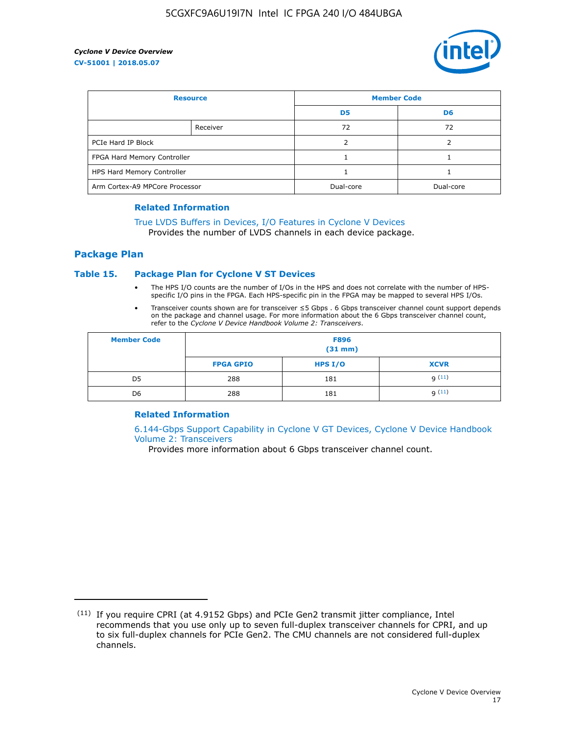| Resource | | Member Code | |
|---|---|---|---|
| | | D5 | D6 |
| | Receiver | 72 | 72 |
| PCIe Hard IP Block | | 2 | 2 |
| FPGA Hard Memory Controller | | 1 | 1 |
| HPS Hard Memory Controller | | 1 | 1 |
| Arm Cortex-A9 MPCore Processor | | Dual-core | Dual-core |

#### Related Information

True LVDS Buffers in Devices, I/O Features in Cyclone V Devices
Provides the number of LVDS channels in each device package.

## Package Plan

### Table 15. Package Plan for Cyclone V ST Devices

- The HPS I/O counts are the number of I/Os in the HPS and does not correlate with the number of HPS-specific I/O pins in the FPGA. Each HPS-specific pin in the FPGA may be mapped to several HPS I/Os.
- Transceiver counts shown are for transceiver ≤5 Gbps . 6 Gbps transceiver channel count support depends on the package and channel usage. For more information about the 6 Gbps transceiver channel count, refer to the *Cyclone V Device Handbook Volume 2: Transceivers*.

| Member Code | F896 (31 mm) | | |
|---|---|---|---|
| | FPGA GPIO | HPS I/O | XCVR |
| D5 | 288 | 181 | 9 [11] |
| D6 | 288 | 181 | 9 [11] |

#### Related Information

6.144-Gbps Support Capability in Cyclone V GT Devices, Cyclone V Device Handbook Volume 2: Transceivers
Provides more information about 6 Gbps transceiver channel count.

---

(11) If you require CPRI (at 4.9152 Gbps) and PCIe Gen2 transmit jitter compliance, Intel recommends that you use only up to seven full-duplex transceiver channels for CPRI, and up to six full-duplex channels for PCIe Gen2. The CMU channels are not considered full-duplex channels.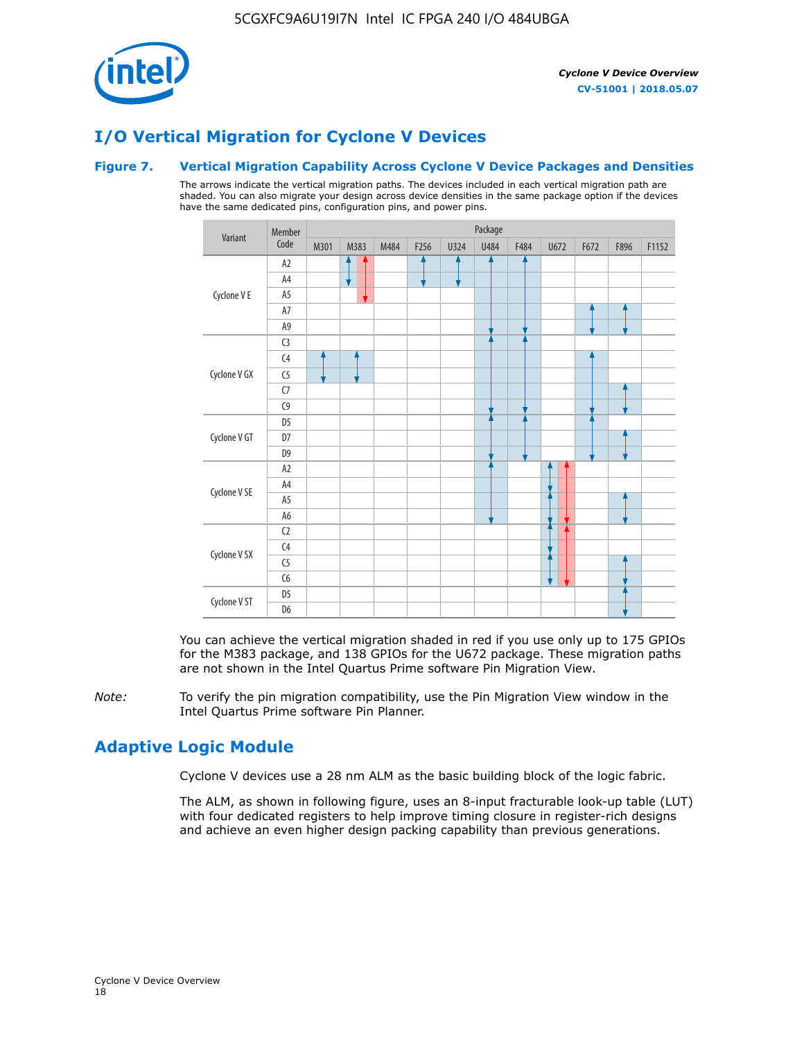## I/O Vertical Migration for Cyclone V Devices

### Figure 7. Vertical Migration Capability Across Cyclone V Device Packages and Densities

The arrows indicate the vertical migration paths. The devices included in each vertical migration path are shaded. You can also migrate your design across device densities in the same package option if the devices have the same dedicated pins, configuration pins, and power pins.

| Variant | Member Code | Package | | | | | | | | | | |
|---|---|---|---|---|---|---|---|---|---|---|---|---|
| | | M301 | M383 | M484 | F256 | U324 | U484 | F484 | U672 | F672 | F896 | F1152 |
| Cyclone V E | A2 | | | | | | | | | | | |
| | A4 | | | | | | | | | | | |
| | A5 | | | | | | | | | | | |
| | A7 | | | | | | | | | | | |
| | A9 | | | | | | | | | | | |
| Cyclone V GX | C3 | | | | | | | | | | | |
| | C4 | | | | | | | | | | | |
| | C5 | | | | | | | | | | | |
| | C7 | | | | | | | | | | | |
| | C9 | | | | | | | | | | | |
| Cyclone V GT | D5 | | | | | | | | | | | |
| | D7 | | | | | | | | | | | |
| | D9 | | | | | | | | | | | |
| Cyclone V SE | A2 | | | | | | | | | | | |
| | A4 | | | | | | | | | | | |
| | A5 | | | | | | | | | | | |
| | A6 | | | | | | | | | | | |
| Cyclone V SX | C2 | | | | | | | | | | | |
| | C4 | | | | | | | | | | | |
| | C5 | | | | | | | | | | | |
| | C6 | | | | | | | | | | | |
| Cyclone V ST | D5 | | | | | | | | | | | |
| | D6 | | | | | | | | | | | |

You can achieve the vertical migration shaded in red if you use only up to 175 GPIOs for the M383 package, and 138 GPIOs for the U672 package. These migration paths are not shown in the Intel Quartus Prime software Pin Migration View.

*Note:* To verify the pin migration compatibility, use the Pin Migration View window in the Intel Quartus Prime software Pin Planner.

## Adaptive Logic Module

Cyclone V devices use a 28 nm ALM as the basic building block of the logic fabric.

The ALM, as shown in following figure, uses an 8-input fracturable look-up table (LUT) with four dedicated registers to help improve timing closure in register-rich designs and achieve an even higher design packing capability than previous generations.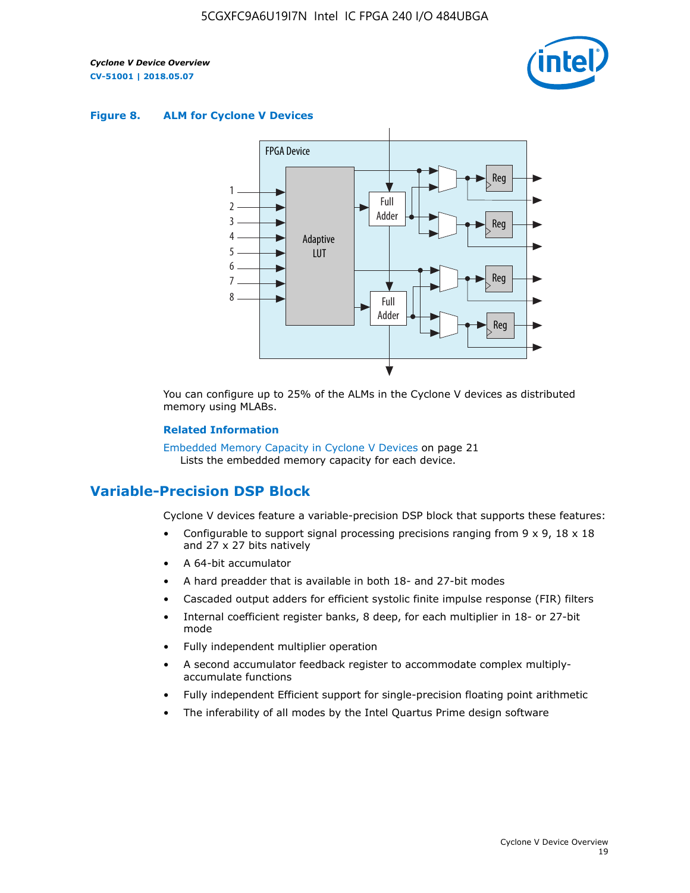**Figure 8. ALM for Cylone V Devices**

You can configure up to 25% of the ALMs in the Cyclone V devices as distributed memory using MLABs.

**Related Information**

Embedded Memory Capacity in Cyclone V Devices on page 21
Lists the embedded memory capacity for each device.

## Variable-Precision DSP Block

Cyclone V devices feature a variable-precision DSP block that supports these features:

- Configurable to support signal processing precisions ranging from 9 x 9, 18 x 18 and 27 x 27 bits natively
- A 64-bit accumulator
- A hard preadder that is available in both 18- and 27-bit modes
- Cascaded output adders for efficient systolic finite impulse response (FIR) filters
- Internal coefficient register banks, 8 deep, for each multiplier in 18- or 27-bit mode
- Fully independent multiplier operation
- A second accumulator feedback register to accommodate complex multiply-accumulate functions
- Fully independent Efficient support for single-precision floating point arithmetic
- The inferability of all modes by the Intel Quartus Prime design software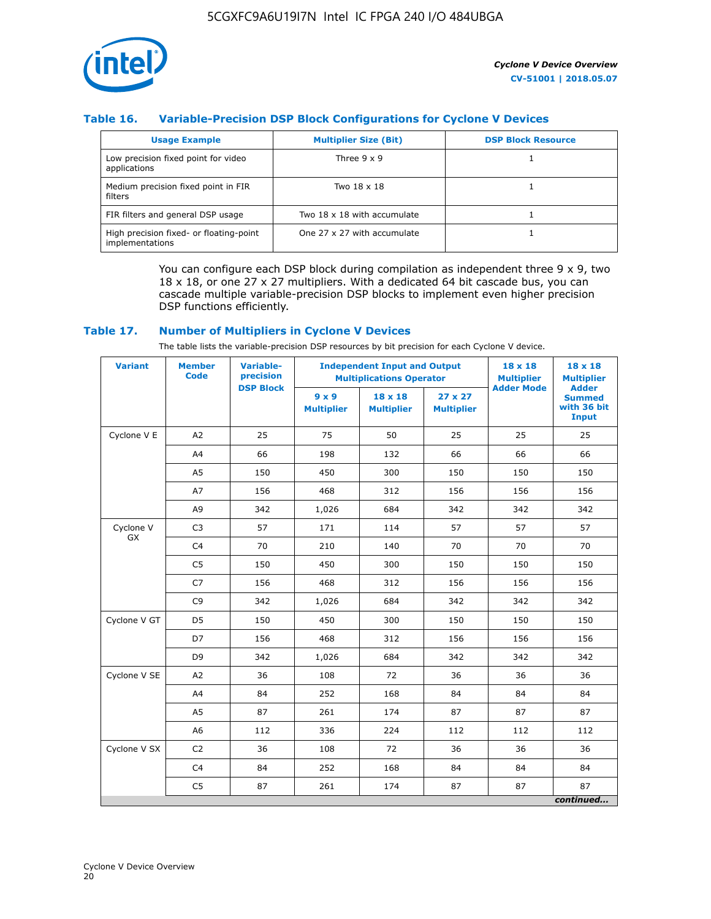### Table 16. Variable-Precision DSP Block Configurations for Cyclone V Devices

| Usage Example | Multiplier Size (Bit) | DSP Block Resource |
| --- | --- | --- |
| Low precision fixed point for video applications | Three 9 x 9 | 1 |
| Medium precision fixed point in FIR filters | Two 18 x 18 | 1 |
| FIR filters and general DSP usage | Two 18 x 18 with accumulate | 1 |
| High precision fixed- or floating-point implementations | One 27 x 27 with accumulate | 1 |

You can configure each DSP block during compilation as independent three 9 x 9, two 18 x 18, or one 27 x 27 multipliers. With a dedicated 64 bit cascade bus, you can cascade multiple variable-precision DSP blocks to implement even higher precision DSP functions efficiently.

### Table 17. Number of Multipliers in Cyclone V Devices

The table lists the variable-precision DSP resources by bit precision for each Cyclone V device.

| Variant | Member Code | Variable-precision DSP Block | Independent Input and Output Multiplications Operator | | | 18 x 18 Multiplier Adder Mode | 18 x 18 Multiplier Adder Summed with 36 bit Input |
| --- | --- | --- | --- | --- | --- | --- | --- |
| | | | 9 x 9 Multiplier | 18 x 18 Multiplier | 27 x 27 Multiplier | | |
| Cyclone V E | A2 | 25 | 75 | 50 | 25 | 25 | 25 |
| | A4 | 66 | 198 | 132 | 66 | 66 | 66 |
| | A5 | 150 | 450 | 300 | 150 | 150 | 150 |
| | A7 | 156 | 468 | 312 | 156 | 156 | 156 |
| | A9 | 342 | 1,026 | 684 | 342 | 342 | 342 |
| Cyclone V GX | C3 | 57 | 171 | 114 | 57 | 57 | 57 |
| | C4 | 70 | 210 | 140 | 70 | 70 | 70 |
| | C5 | 150 | 450 | 300 | 150 | 150 | 150 |
| | C7 | 156 | 468 | 312 | 156 | 156 | 156 |
| | C9 | 342 | 1,026 | 684 | 342 | 342 | 342 |
| Cyclone V GT | D5 | 150 | 450 | 300 | 150 | 150 | 150 |
| | D7 | 156 | 468 | 312 | 156 | 156 | 156 |
| | D9 | 342 | 1,026 | 684 | 342 | 342 | 342 |
| Cyclone V SE | A2 | 36 | 108 | 72 | 36 | 36 | 36 |
| | A4 | 84 | 252 | 168 | 84 | 84 | 84 |
| | A5 | 87 | 261 | 174 | 87 | 87 | 87 |
| | A6 | 112 | 336 | 224 | 112 | 112 | 112 |
| Cyclone V SX | C2 | 36 | 108 | 72 | 36 | 36 | 36 |
| | C4 | 84 | 252 | 168 | 84 | 84 | 84 |
| | C5 | 87 | 261 | 174 | 87 | 87 | 87 |

*continued...*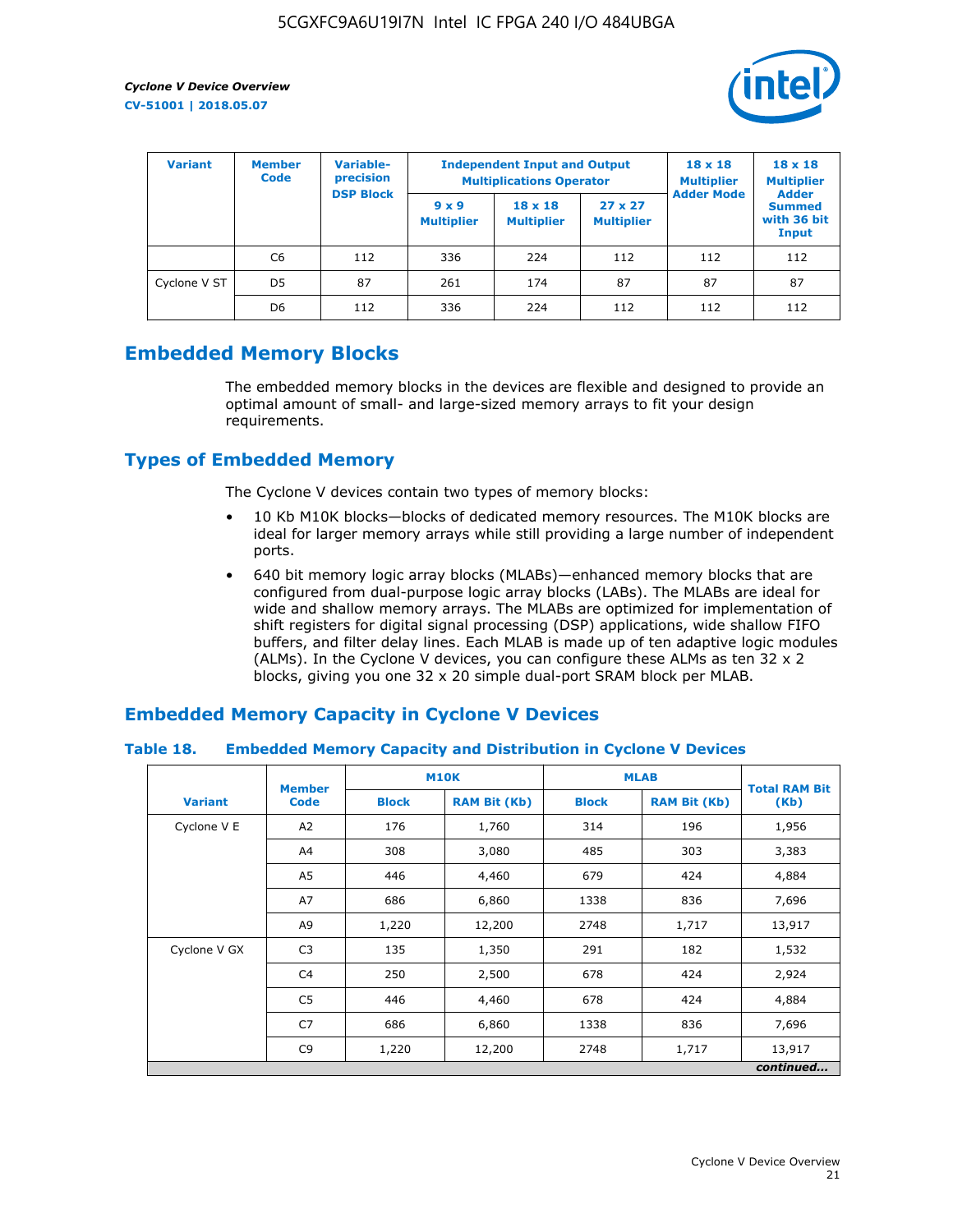| Variant | Member Code | Variable-precision DSP Block | Independent Input and Output Multiplications Operator | | | 18 x 18 Multiplier Adder Mode | 18 x 18 Multiplier Adder Summed with 36 bit Input |
|---|---|---|---|---|---|---|---|
| | | | 9 x 9 Multiplier | 18 x 18 Multiplier | 27 x 27 Multiplier | | |
| | C6 | 112 | 336 | 224 | 112 | 112 | 112 |
| Cyclone V ST | D5 | 87 | 261 | 174 | 87 | 87 | 87 |
| | D6 | 112 | 336 | 224 | 112 | 112 | 112 |

## Embedded Memory Blocks

The embedded memory blocks in the devices are flexible and designed to provide an optimal amount of small- and large-sized memory arrays to fit your design requirements.

## Types of Embedded Memory

The Cyclone V devices contain two types of memory blocks:

- 10 Kb M10K blocks—blocks of dedicated memory resources. The M10K blocks are ideal for larger memory arrays while still providing a large number of independent ports.
- 640 bit memory logic array blocks (MLABs)—enhanced memory blocks that are configured from dual-purpose logic array blocks (LABs). The MLABs are ideal for wide and shallow memory arrays. The MLABs are optimized for implementation of shift registers for digital signal processing (DSP) applications, wide shallow FIFO buffers, and filter delay lines. Each MLAB is made up of ten adaptive logic modules (ALMs). In the Cyclone V devices, you can configure these ALMs as ten 32 x 2 blocks, giving you one 32 x 20 simple dual-port SRAM block per MLAB.

## Embedded Memory Capacity in Cyclone V Devices

### Table 18. Embedded Memory Capacity and Distribution in Cyclone V Devices

| Variant | Member Code | M10K | | MLAB | | Total RAM Bit (Kb) |
|---|---|---|---|---|---|---|
| | | Block | RAM Bit (Kb) | Block | RAM Bit (Kb) | |
| Cyclone V E | A2 | 176 | 1,760 | 314 | 196 | 1,956 |
| | A4 | 308 | 3,080 | 485 | 303 | 3,383 |
| | A5 | 446 | 4,460 | 679 | 424 | 4,884 |
| | A7 | 686 | 6,860 | 1338 | 836 | 7,696 |
| | A9 | 1,220 | 12,200 | 2748 | 1,717 | 13,917 |
| Cyclone V GX | C3 | 135 | 1,350 | 291 | 182 | 1,532 |
| | C4 | 250 | 2,500 | 678 | 424 | 2,924 |
| | C5 | 446 | 4,460 | 678 | 424 | 4,884 |
| | C7 | 686 | 6,860 | 1338 | 836 | 7,696 |
| | C9 | 1,220 | 12,200 | 2748 | 1,717 | 13,917 |

*continued...*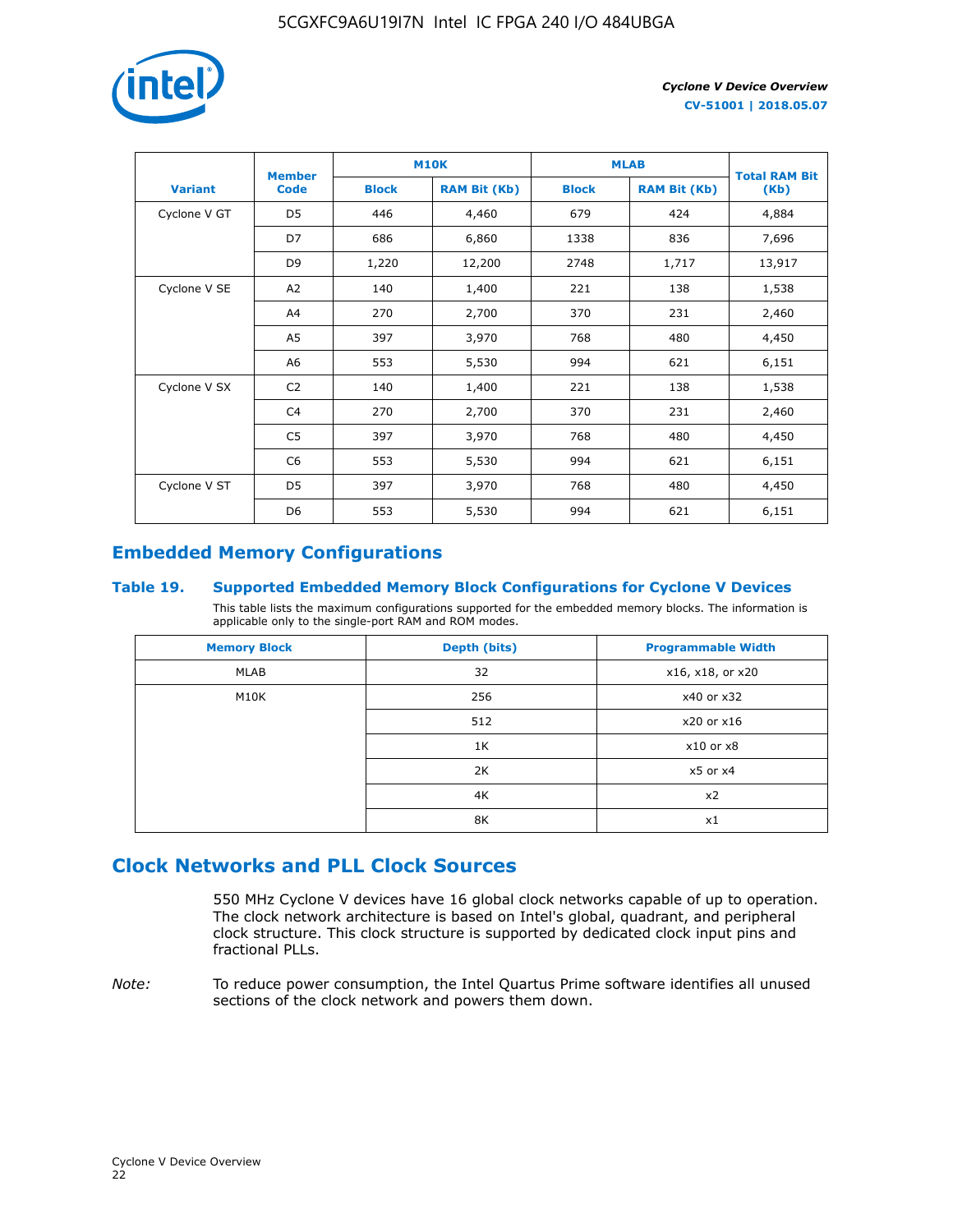| Variant | Member Code | M10K | | MLAB | | Total RAM Bit (Kb) |
|---|---|---|---|---|---|---|
| | | Block | RAM Bit (Kb) | Block | RAM Bit (Kb) | |
| Cyclone V GT | D5 | 446 | 4,460 | 679 | 424 | 4,884 |
| | D7 | 686 | 6,860 | 1338 | 836 | 7,696 |
| | D9 | 1,220 | 12,200 | 2748 | 1,717 | 13,917 |
| Cyclone V SE | A2 | 140 | 1,400 | 221 | 138 | 1,538 |
| | A4 | 270 | 2,700 | 370 | 231 | 2,460 |
| | A5 | 397 | 3,970 | 768 | 480 | 4,450 |
| | A6 | 553 | 5,530 | 994 | 621 | 6,151 |
| Cyclone V SX | C2 | 140 | 1,400 | 221 | 138 | 1,538 |
| | C4 | 270 | 2,700 | 370 | 231 | 2,460 |
| | C5 | 397 | 3,970 | 768 | 480 | 4,450 |
| | C6 | 553 | 5,530 | 994 | 621 | 6,151 |
| Cyclone V ST | D5 | 397 | 3,970 | 768 | 480 | 4,450 |
| | D6 | 553 | 5,530 | 994 | 621 | 6,151 |

## Embedded Memory Configurations

### Table 19. Supported Embedded Memory Block Configurations for Cyclone V Devices

This table lists the maximum configurations supported for the embedded memory blocks. The information is applicable only to the single-port RAM and ROM modes.

| Memory Block | Depth (bits) | Programmable Width |
|---|---|---|
| MLAB | 32 | x16, x18, or x20 |
| M10K | 256 | x40 or x32 |
| | 512 | x20 or x16 |
| | 1K | x10 or x8 |
| | 2K | x5 or x4 |
| | 4K | x2 |
| | 8K | x1 |

## Clock Networks and PLL Clock Sources

550 MHz Cyclone V devices have 16 global clock networks capable of up to operation. The clock network architecture is based on Intel's global, quadrant, and peripheral clock structure. This clock structure is supported by dedicated clock input pins and fractional PLLs.

*Note:* To reduce power consumption, the Intel Quartus Prime software identifies all unused sections of the clock network and powers them down.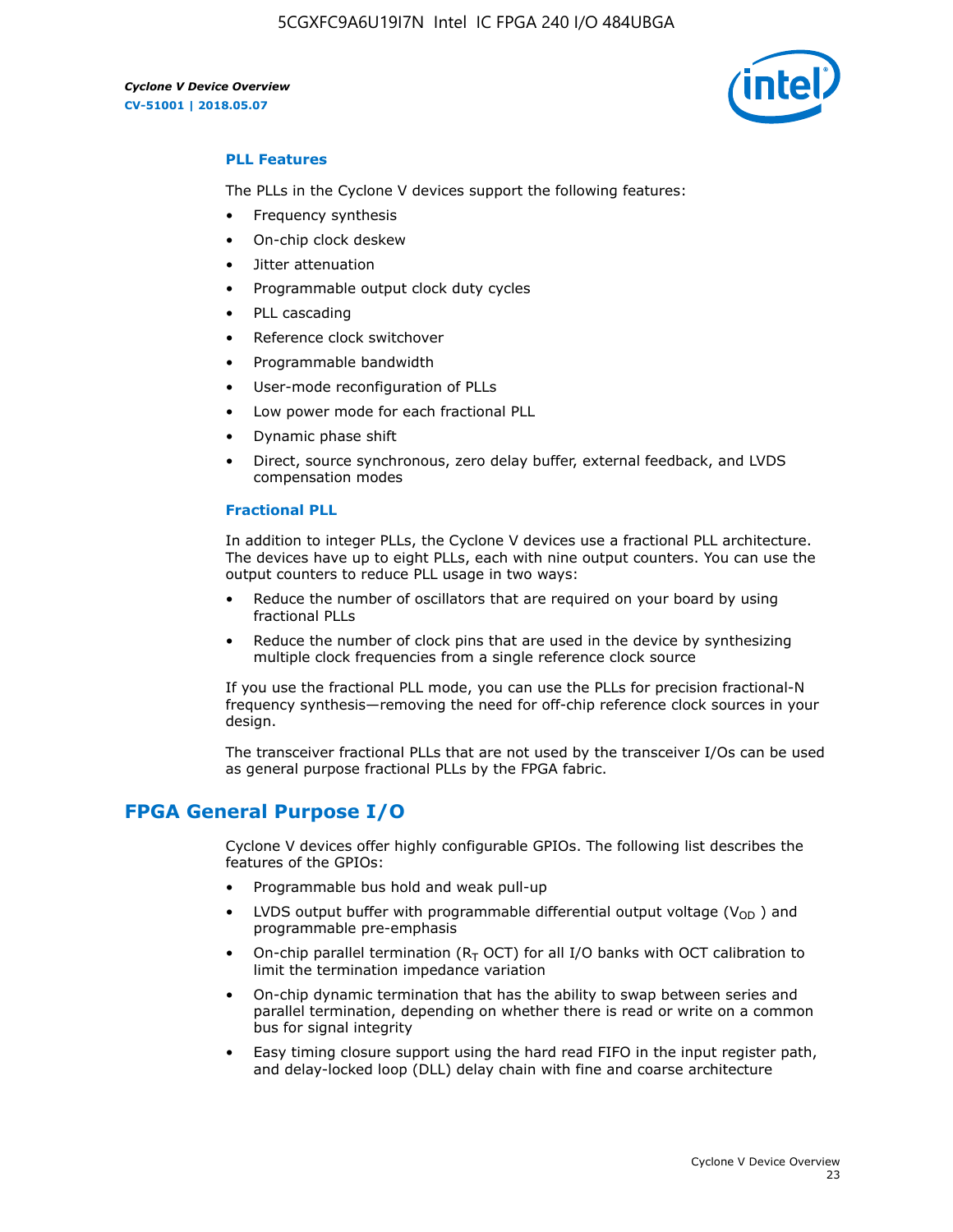### PLL Features

The PLLs in the Cyclone V devices support the following features:

- Frequency synthesis
- On-chip clock deskew
- Jitter attenuation
- Programmable output clock duty cycles
- PLL cascading
- Reference clock switchover
- Programmable bandwidth
- User-mode reconfiguration of PLLs
- Low power mode for each fractional PLL
- Dynamic phase shift
- Direct, source synchronous, zero delay buffer, external feedback, and LVDS compensation modes

### Fractional PLL

In addition to integer PLLs, the Cyclone V devices use a fractional PLL architecture. The devices have up to eight PLLs, each with nine output counters. You can use the output counters to reduce PLL usage in two ways:

- Reduce the number of oscillators that are required on your board by using fractional PLLs
- Reduce the number of clock pins that are used in the device by synthesizing multiple clock frequencies from a single reference clock source

If you use the fractional PLL mode, you can use the PLLs for precision fractional-N frequency synthesis—removing the need for off-chip reference clock sources in your design.

The transceiver fractional PLLs that are not used by the transceiver I/Os can be used as general purpose fractional PLLs by the FPGA fabric.

## FPGA General Purpose I/O

Cyclone V devices offer highly configurable GPIOs. The following list describes the features of the GPIOs:

- Programmable bus hold and weak pull-up
- LVDS output buffer with programmable differential output voltage ($V_{OD}$) and programmable pre-emphasis
- On-chip parallel termination ($R_T$ OCT) for all I/O banks with OCT calibration to limit the termination impedance variation
- On-chip dynamic termination that has the ability to swap between series and parallel termination, depending on whether there is read or write on a common bus for signal integrity
- Easy timing closure support using the hard read FIFO in the input register path, and delay-locked loop (DLL) delay chain with fine and coarse architecture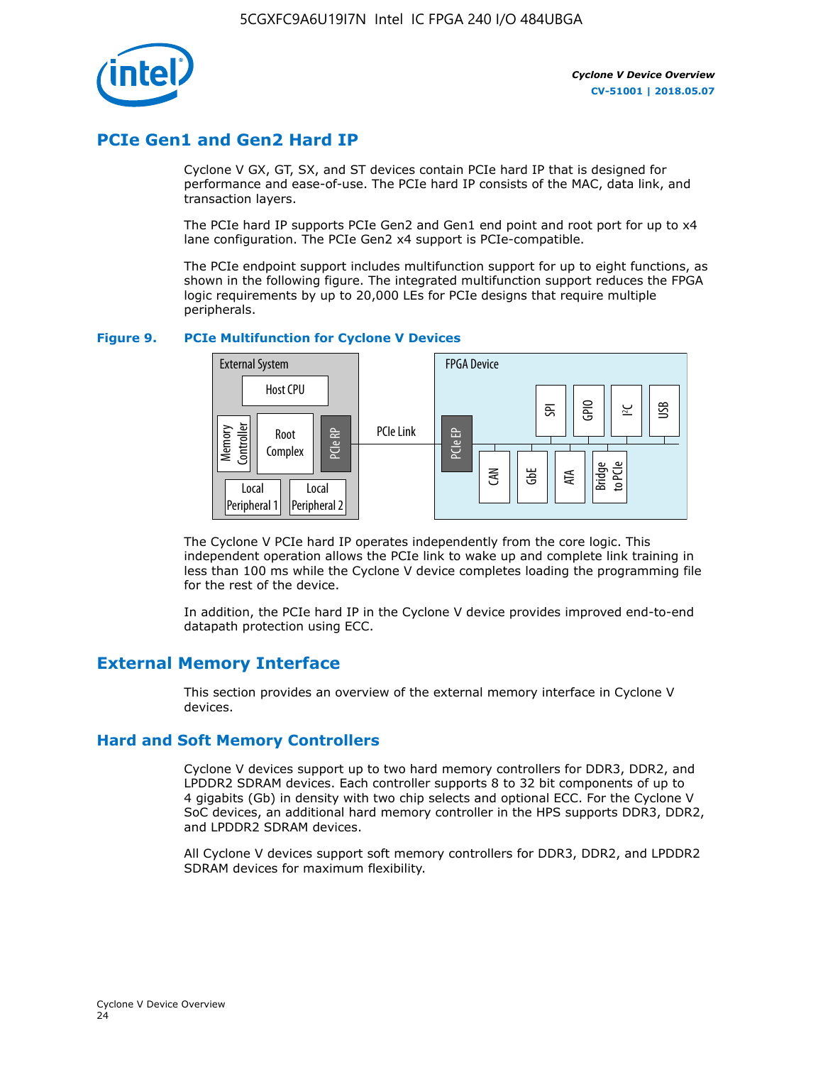## PCIe Gen1 and Gen2 Hard IP

Cyclone V GX, GT, SX, and ST devices contain PCIe hard IP that is designed for performance and ease-of-use. The PCIe hard IP consists of the MAC, data link, and transaction layers.

The PCIe hard IP supports PCIe Gen2 and Gen1 end point and root port for up to x4 lane configuration. The PCIe Gen2 x4 support is PCIe-compatible.

The PCIe endpoint support includes multifunction support for up to eight functions, as shown in the following figure. The integrated multifunction support reduces the FPGA logic requirements by up to 20,000 LEs for PCIe designs that require multiple peripherals.

**Figure 9. PCIe Multifunction for Cyclone V Devices**

The Cyclone V PCIe hard IP operates independently from the core logic. This independent operation allows the PCIe link to wake up and complete link training in less than 100 ms while the Cyclone V device completes loading the programming file for the rest of the device.

In addition, the PCIe hard IP in the Cyclone V device provides improved end-to-end datapath protection using ECC.

## External Memory Interface

This section provides an overview of the external memory interface in Cyclone V devices.

### Hard and Soft Memory Controllers

Cyclone V devices support up to two hard memory controllers for DDR3, DDR2, and LPDDR2 SDRAM devices. Each controller supports 8 to 32 bit components of up to 4 gigabits (Gb) in density with two chip selects and optional ECC. For the Cyclone V SoC devices, an additional hard memory controller in the HPS supports DDR3, DDR2, and LPDDR2 SDRAM devices.

All Cyclone V devices support soft memory controllers for DDR3, DDR2, and LPDDR2 SDRAM devices for maximum flexibility.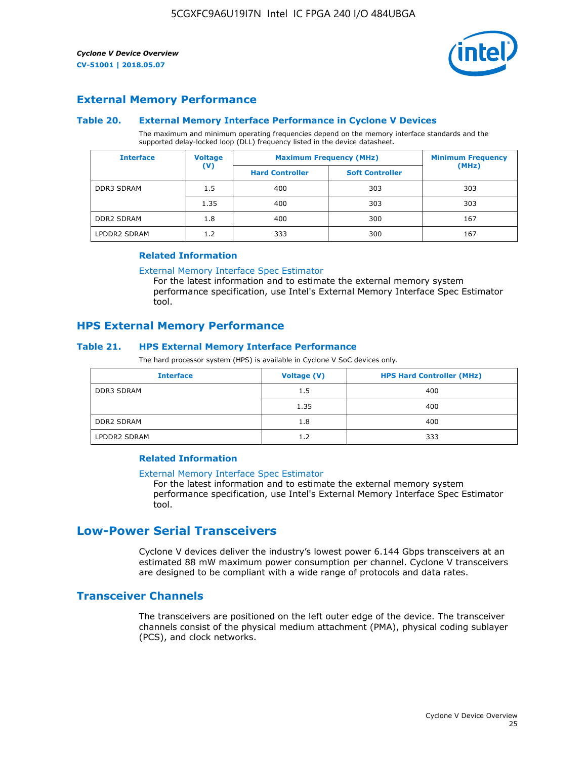## External Memory Performance

### Table 20. External Memory Interface Performance in Cyclone V Devices

The maximum and minimum operating frequencies depend on the memory interface standards and the supported delay-locked loop (DLL) frequency listed in the device datasheet.

| Interface | Voltage (V) | Maximum Frequency (MHz) | | Minimum Frequency (MHz) |
|---|---|---|---|---|
| | | Hard Controller | Soft Controller | |
| DDR3 SDRAM | 1.5 | 400 | 303 | 303 |
| | 1.35 | 400 | 303 | 303 |
| DDR2 SDRAM | 1.8 | 400 | 300 | 167 |
| LPDDR2 SDRAM | 1.2 | 333 | 300 | 167 |

#### Related Information

External Memory Interface Spec Estimator

For the latest information and to estimate the external memory system performance specification, use Intel's External Memory Interface Spec Estimator tool.

## HPS External Memory Performance

### Table 21. HPS External Memory Interface Performance

The hard processor system (HPS) is available in Cyclone V SoC devices only.

| Interface | Voltage (V) | HPS Hard Controller (MHz) |
|---|---|---|
| DDR3 SDRAM | 1.5 | 400 |
| | 1.35 | 400 |
| DDR2 SDRAM | 1.8 | 400 |
| LPDDR2 SDRAM | 1.2 | 333 |

#### Related Information

External Memory Interface Spec Estimator

For the latest information and to estimate the external memory system performance specification, use Intel's External Memory Interface Spec Estimator tool.

# Low-Power Serial Transceivers

Cyclone V devices deliver the industry's lowest power 6.144 Gbps transceivers at an estimated 88 mW maximum power consumption per channel. Cyclone V transceivers are designed to be compliant with a wide range of protocols and data rates.

## Transceiver Channels

The transceivers are positioned on the left outer edge of the device. The transceiver channels consist of the physical medium attachment (PMA), physical coding sublayer (PCS), and clock networks.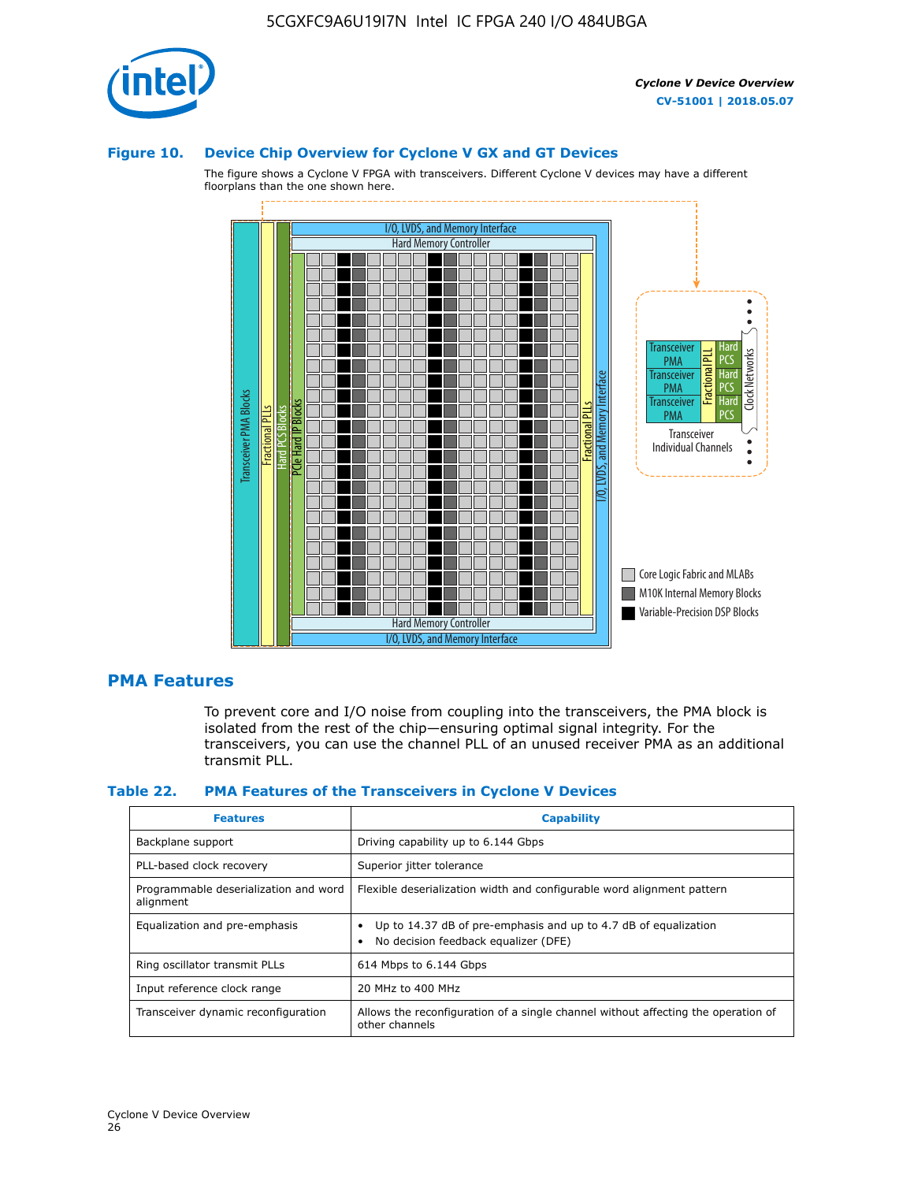### Figure 10. Device Chip Overview for Cyclone V GX and GT Devices

The figure shows a Cyclone V FPGA with transceivers. Different Cyclone V devices may have a different floorplans than the one shown here.

## PMA Features

To prevent core and I/O noise from coupling into the transceivers, the PMA block is isolated from the rest of the chip—ensuring optimal signal integrity. For the transceivers, you can use the channel PLL of an unused receiver PMA as an additional transmit PLL.

### Table 22. PMA Features of the Transceivers in Cyclone V Devices

| Features | Capability |
| --- | --- |
| Backplane support | Driving capability up to 6.144 Gbps |
| PLL-based clock recovery | Superior jitter tolerance |
| Programmable deserialization and word alignment | Flexible deserialization width and configurable word alignment pattern |
| Equalization and pre-emphasis | • Up to 14.37 dB of pre-emphasis and up to 4.7 dB of equalization<br>• No decision feedback equalizer (DFE) |
| Ring oscillator transmit PLLs | 614 Mbps to 6.144 Gbps |
| Input reference clock range | 20 MHz to 400 MHz |
| Transceiver dynamic reconfiguration | Allows the reconfiguration of a single channel without affecting the operation of other channels |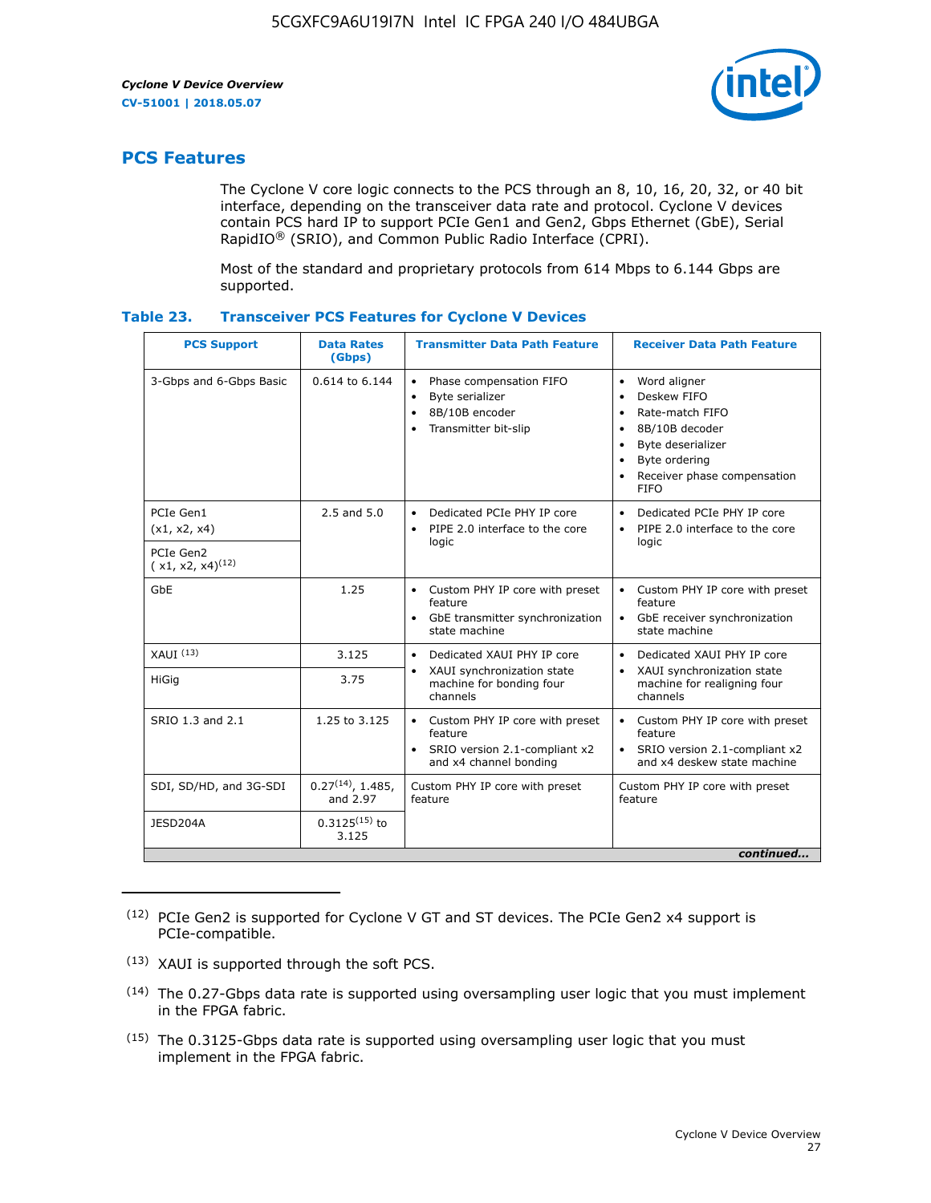## PCS Features

The Cyclone V core logic connects to the PCS through an 8, 10, 16, 20, 32, or 40 bit interface, depending on the transceiver data rate and protocol. Cyclone V devices contain PCS hard IP to support PCIe Gen1 and Gen2, Gbps Ethernet (GbE), Serial RapidIO® (SRIO), and Common Public Radio Interface (CPRI).

Most of the standard and proprietary protocols from 614 Mbps to 6.144 Gbps are supported.

**Table 23. Transceiver PCS Features for Cyclone V Devices**

| PCS Support | Data Rates (Gbps) | Transmitter Data Path Feature | Receiver Data Path Feature |
|---|---|---|---|
| 3-Gbps and 6-Gbps Basic | 0.614 to 6.144 | • Phase compensation FIFO<br>• Byte serializer<br>• 8B/10B encoder<br>• Transmitter bit-slip | • Word aligner<br>• Deskew FIFO<br>• Rate-match FIFO<br>• 8B/10B decoder<br>• Byte deserializer<br>• Byte ordering<br>• Receiver phase compensation FIFO |
| PCIe Gen1 (x1, x2, x4) | 2.5 and 5.0 | • Dedicated PCIe PHY IP core<br>• PIPE 2.0 interface to the core logic | • Dedicated PCIe PHY IP core<br>• PIPE 2.0 interface to the core logic |
| PCIe Gen2 ( x1, x2, x4)[12] | | | |
| GbE | 1.25 | • Custom PHY IP core with preset feature<br>• GbE transmitter synchronization state machine | • Custom PHY IP core with preset feature<br>• GbE receiver synchronization state machine |
| XAUI [13] | 3.125 | • Dedicated XAUI PHY IP core<br>• XAUI synchronization state machine for bonding four channels | • Dedicated XAUI PHY IP core<br>• XAUI synchronization state machine for realigning four channels |
| HiGig | 3.75 | | |
| SRIO 1.3 and 2.1 | 1.25 to 3.125 | • Custom PHY IP core with preset feature<br>• SRIO version 2.1-compliant x2 and x4 channel bonding | • Custom PHY IP core with preset feature<br>• SRIO version 2.1-compliant x2 and x4 deskew state machine |
| SDI, SD/HD, and 3G-SDI | 0.27[14], 1.485, and 2.97 | Custom PHY IP core with preset feature | Custom PHY IP core with preset feature |
| JESD204A | 0.3125[15] to 3.125 | | |

*continued...*

(12) PCIe Gen2 is supported for Cyclone V GT and ST devices. The PCIe Gen2 x4 support is PCIe-compatible.

(13) XAUI is supported through the soft PCS.

(14) The 0.27-Gbps data rate is supported using oversampling user logic that you must implement in the FPGA fabric.

(15) The 0.3125-Gbps data rate is supported using oversampling user logic that you must implement in the FPGA fabric.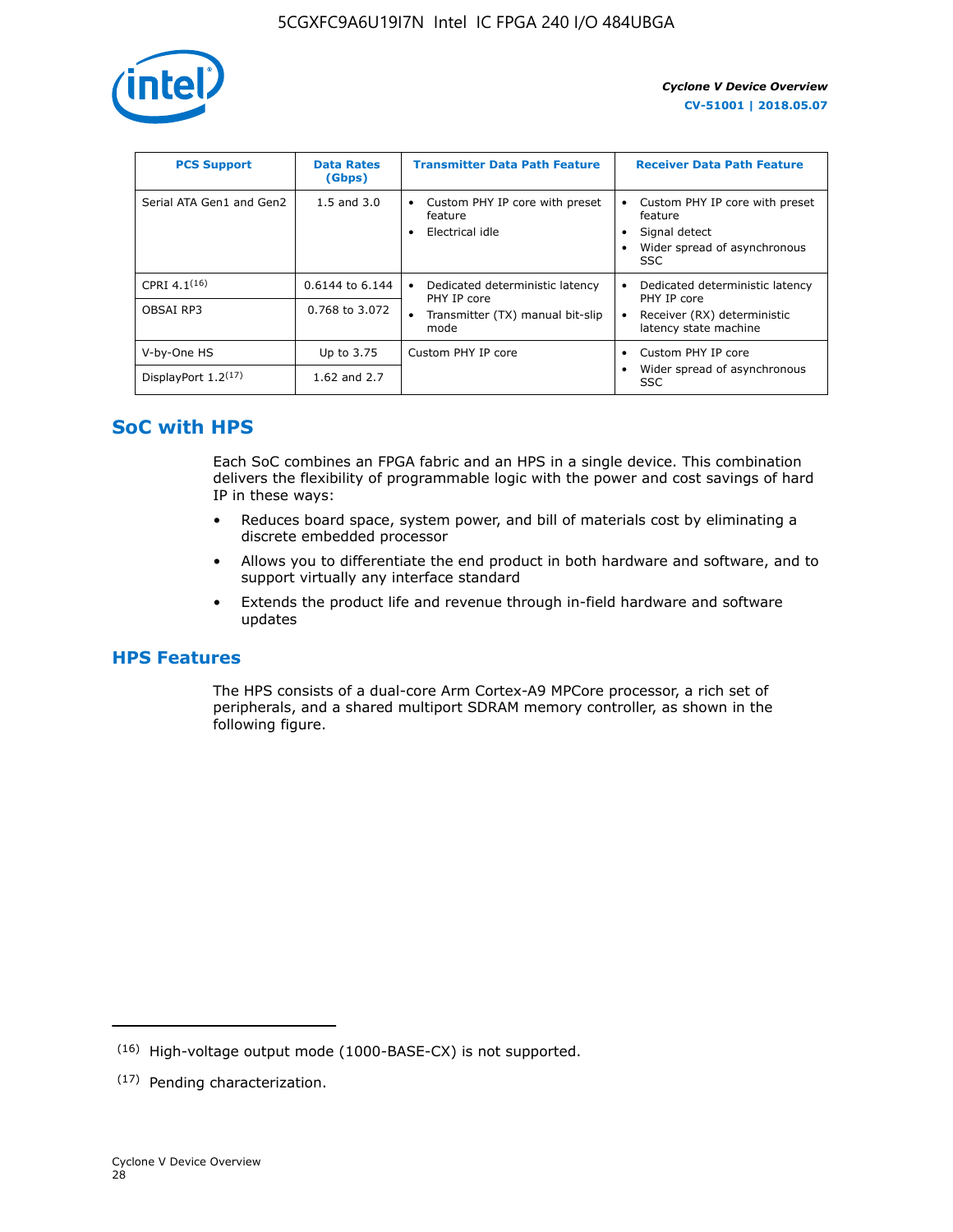| PCS Support | Data Rates (Gbps) | Transmitter Data Path Feature | Receiver Data Path Feature |
| --- | --- | --- | --- |
| Serial ATA Gen1 and Gen2 | 1.5 and 3.0 | • Custom PHY IP core with preset feature<br>• Electrical idle | • Custom PHY IP core with preset feature<br>• Signal detect<br>• Wider spread of asynchronous SSC |
| CPRI 4.1[16] | 0.6144 to 6.144 | • Dedicated deterministic latency PHY IP core<br>• Transmitter (TX) manual bit-slip mode | • Dedicated deterministic latency PHY IP core<br>• Receiver (RX) deterministic latency state machine |
| OBSAI RP3 | 0.768 to 3.072 | | |
| V-by-One HS | Up to 3.75 | Custom PHY IP core | • Custom PHY IP core<br>• Wider spread of asynchronous SSC |
| DisplayPort 1.2[17] | 1.62 and 2.7 | | |

## SoC with HPS

Each SoC combines an FPGA fabric and an HPS in a single device. This combination delivers the flexibility of programmable logic with the power and cost savings of hard IP in these ways:

- Reduces board space, system power, and bill of materials cost by eliminating a discrete embedded processor
- Allows you to differentiate the end product in both hardware and software, and to support virtually any interface standard
- Extends the product life and revenue through in-field hardware and software updates

## HPS Features

The HPS consists of a dual-core Arm Cortex-A9 MPCore processor, a rich set of peripherals, and a shared multiport SDRAM memory controller, as shown in the following figure.

(16) High-voltage output mode (1000-BASE-CX) is not supported.

(17) Pending characterization.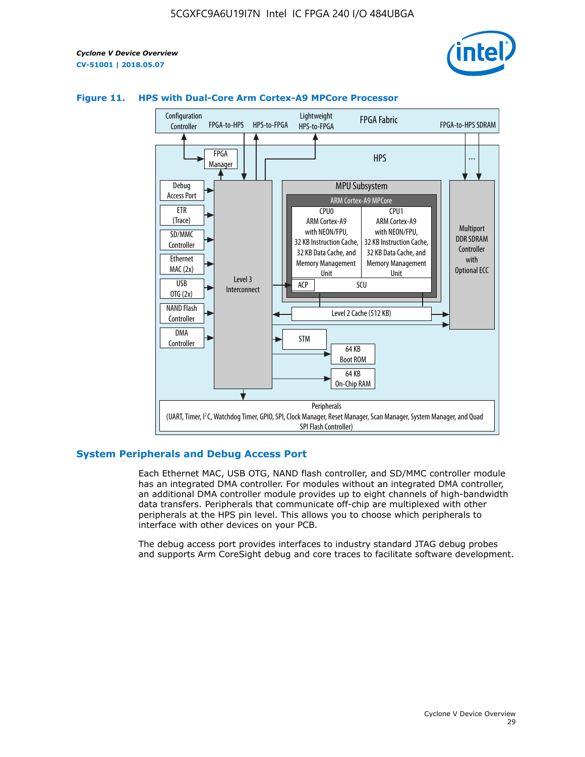**Figure 11. HPS with Dual-Core Arm Cortex-A9 MPCore Processor**

Configuration Controller | FPGA-to-HPS | HPS-to-FPGA | Lightweight HPS-to-FPGA | FPGA Fabric | FPGA-to-HPS SDRAM

HPS

FPGA Manager

Debug Access Port | ETR (Trace) | SD/MMC Controller | Ethernet MAC (2x) | USB OTG (2x) | NAND Flash Controller | DMA Controller

Level 3 Interconnect

MPU Subsystem

ARM Cortex-A9 MPCore

CPU0: ARM Cortex-A9 with NEON/FPU, 32 KB Instruction Cache, 32 KB Data Cache, and Memory Management Unit

CPU1: ARM Cortex-A9 with NEON/FPU, 32 KB Instruction Cache, 32 KB Data Cache, and Memory Management Unit

ACP | SCU

Level 2 Cache (512 KB)

Multiport DDR SDRAM Controller with Optional ECC

STM

64 KB Boot ROM

64 KB On-Chip RAM

Peripherals (UART, Timer, I2C, Watchdog Timer, GPIO, SPI, Clock Manager, Reset Manager, Scan Manager, System Manager, and Quad SPI Flash Controller)

## System Peripherals and Debug Access Port

Each Ethernet MAC, USB OTG, NAND flash controller, and SD/MMC controller module has an integrated DMA controller. For modules without an integrated DMA controller, an additional DMA controller module provides up to eight channels of high-bandwidth data transfers. Peripherals that communicate off-chip are multiplexed with other peripherals at the HPS pin level. This allows you to choose which peripherals to interface with other devices on your PCB.

The debug access port provides interfaces to industry standard JTAG debug probes and supports Arm CoreSight debug and core traces to facilitate software development.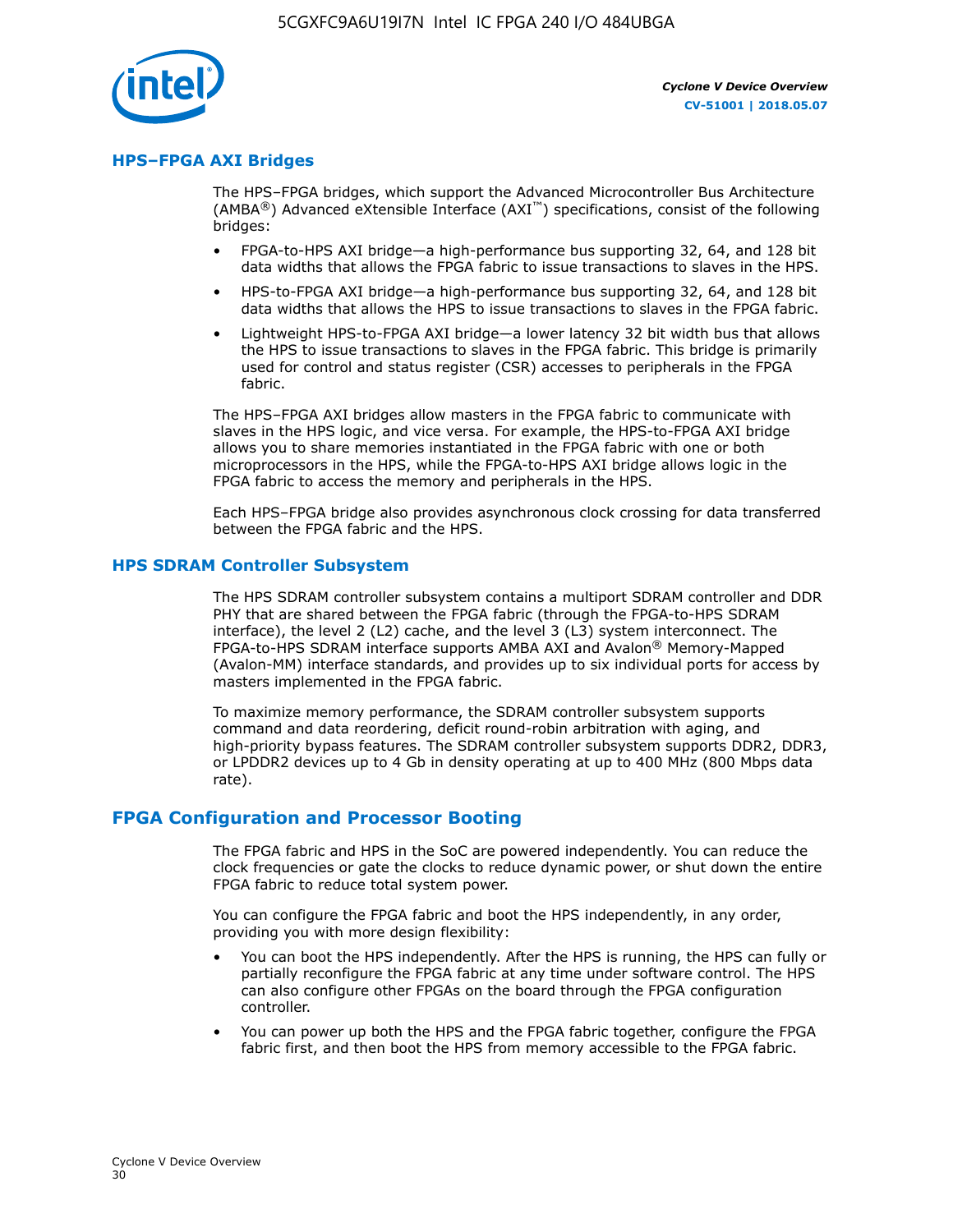## HPS–FPGA AXI Bridges

The HPS–FPGA bridges, which support the Advanced Microcontroller Bus Architecture (AMBA®) Advanced eXtensible Interface (AXI™) specifications, consist of the following bridges:

- FPGA-to-HPS AXI bridge—a high-performance bus supporting 32, 64, and 128 bit data widths that allows the FPGA fabric to issue transactions to slaves in the HPS.
- HPS-to-FPGA AXI bridge—a high-performance bus supporting 32, 64, and 128 bit data widths that allows the HPS to issue transactions to slaves in the FPGA fabric.
- Lightweight HPS-to-FPGA AXI bridge—a lower latency 32 bit width bus that allows the HPS to issue transactions to slaves in the FPGA fabric. This bridge is primarily used for control and status register (CSR) accesses to peripherals in the FPGA fabric.

The HPS–FPGA AXI bridges allow masters in the FPGA fabric to communicate with slaves in the HPS logic, and vice versa. For example, the HPS-to-FPGA AXI bridge allows you to share memories instantiated in the FPGA fabric with one or both microprocessors in the HPS, while the FPGA-to-HPS AXI bridge allows logic in the FPGA fabric to access the memory and peripherals in the HPS.

Each HPS–FPGA bridge also provides asynchronous clock crossing for data transferred between the FPGA fabric and the HPS.

## HPS SDRAM Controller Subsystem

The HPS SDRAM controller subsystem contains a multiport SDRAM controller and DDR PHY that are shared between the FPGA fabric (through the FPGA-to-HPS SDRAM interface), the level 2 (L2) cache, and the level 3 (L3) system interconnect. The FPGA-to-HPS SDRAM interface supports AMBA AXI and Avalon® Memory-Mapped (Avalon-MM) interface standards, and provides up to six individual ports for access by masters implemented in the FPGA fabric.

To maximize memory performance, the SDRAM controller subsystem supports command and data reordering, deficit round-robin arbitration with aging, and high-priority bypass features. The SDRAM controller subsystem supports DDR2, DDR3, or LPDDR2 devices up to 4 Gb in density operating at up to 400 MHz (800 Mbps data rate).

# FPGA Configuration and Processor Booting

The FPGA fabric and HPS in the SoC are powered independently. You can reduce the clock frequencies or gate the clocks to reduce dynamic power, or shut down the entire FPGA fabric to reduce total system power.

You can configure the FPGA fabric and boot the HPS independently, in any order, providing you with more design flexibility:

- You can boot the HPS independently. After the HPS is running, the HPS can fully or partially reconfigure the FPGA fabric at any time under software control. The HPS can also configure other FPGAs on the board through the FPGA configuration controller.
- You can power up both the HPS and the FPGA fabric together, configure the FPGA fabric first, and then boot the HPS from memory accessible to the FPGA fabric.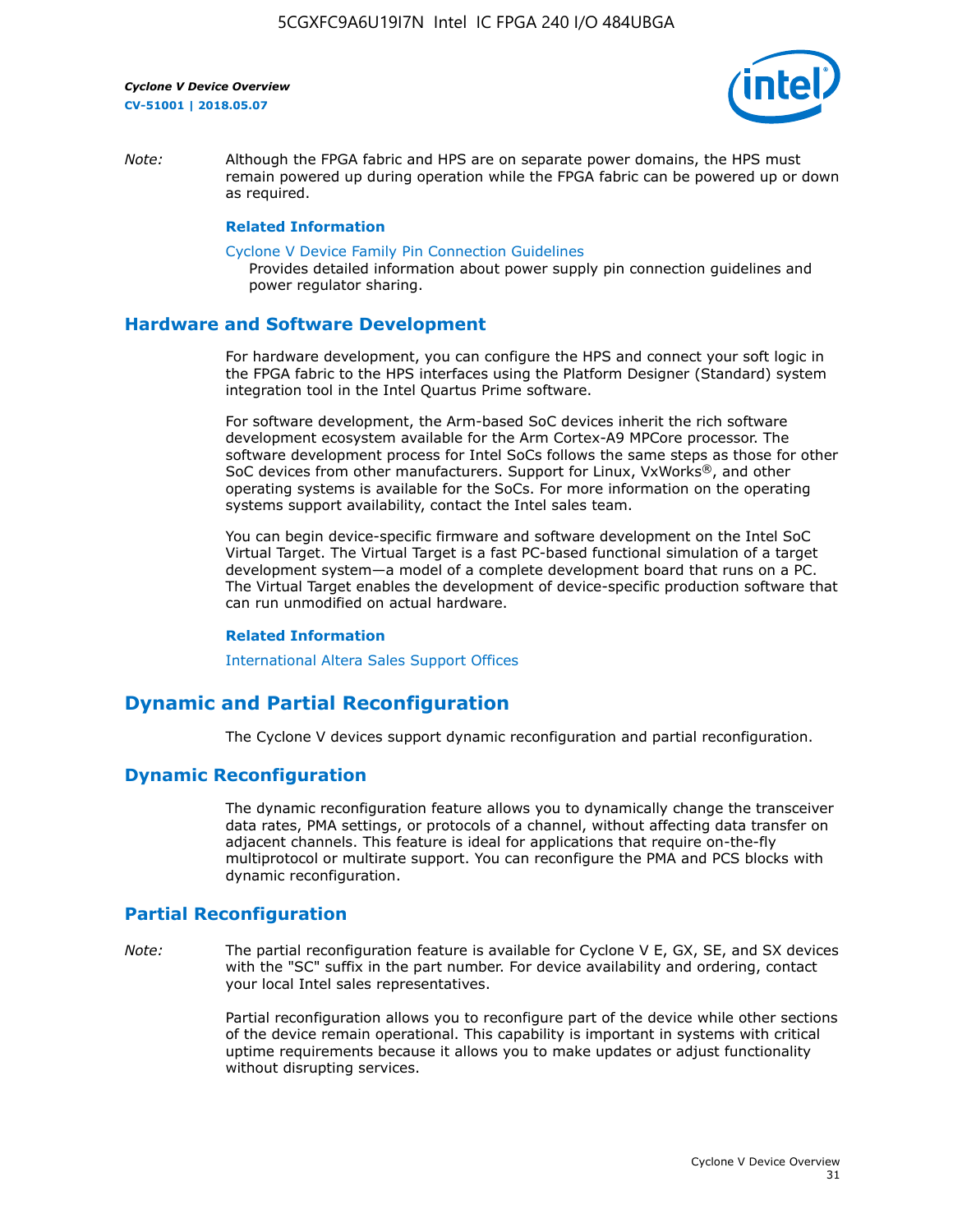*Note:* Although the FPGA fabric and HPS are on separate power domains, the HPS must remain powered up during operation while the FPGA fabric can be powered up or down as required.

**Related Information**

Cyclone V Device Family Pin Connection Guidelines
Provides detailed information about power supply pin connection guidelines and power regulator sharing.

## Hardware and Software Development

For hardware development, you can configure the HPS and connect your soft logic in the FPGA fabric to the HPS interfaces using the Platform Designer (Standard) system integration tool in the Intel Quartus Prime software.

For software development, the Arm-based SoC devices inherit the rich software development ecosystem available for the Arm Cortex-A9 MPCore processor. The software development process for Intel SoCs follows the same steps as those for other SoC devices from other manufacturers. Support for Linux, VxWorks®, and other operating systems is available for the SoCs. For more information on the operating systems support availability, contact the Intel sales team.

You can begin device-specific firmware and software development on the Intel SoC Virtual Target. The Virtual Target is a fast PC-based functional simulation of a target development system—a model of a complete development board that runs on a PC. The Virtual Target enables the development of device-specific production software that can run unmodified on actual hardware.

**Related Information**

International Altera Sales Support Offices

# Dynamic and Partial Reconfiguration

The Cyclone V devices support dynamic reconfiguration and partial reconfiguration.

## Dynamic Reconfiguration

The dynamic reconfiguration feature allows you to dynamically change the transceiver data rates, PMA settings, or protocols of a channel, without affecting data transfer on adjacent channels. This feature is ideal for applications that require on-the-fly multiprotocol or multirate support. You can reconfigure the PMA and PCS blocks with dynamic reconfiguration.

## Partial Reconfiguration

*Note:* The partial reconfiguration feature is available for Cyclone V E, GX, SE, and SX devices with the "SC" suffix in the part number. For device availability and ordering, contact your local Intel sales representatives.

Partial reconfiguration allows you to reconfigure part of the device while other sections of the device remain operational. This capability is important in systems with critical uptime requirements because it allows you to make updates or adjust functionality without disrupting services.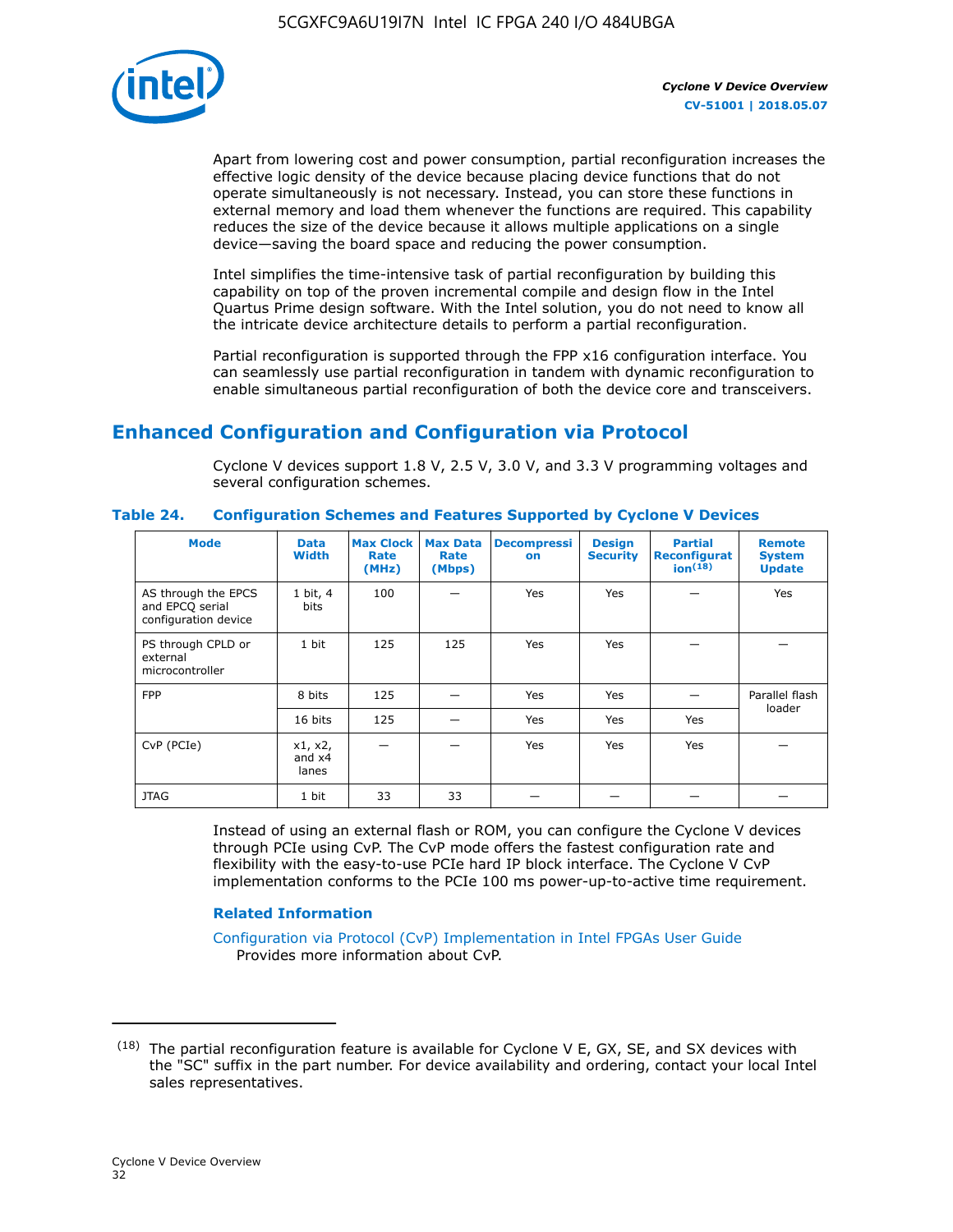Apart from lowering cost and power consumption, partial reconfiguration increases the effective logic density of the device because placing device functions that do not operate simultaneously is not necessary. Instead, you can store these functions in external memory and load them whenever the functions are required. This capability reduces the size of the device because it allows multiple applications on a single device—saving the board space and reducing the power consumption.

Intel simplifies the time-intensive task of partial reconfiguration by building this capability on top of the proven incremental compile and design flow in the Intel Quartus Prime design software. With the Intel solution, you do not need to know all the intricate device architecture details to perform a partial reconfiguration.

Partial reconfiguration is supported through the FPP x16 configuration interface. You can seamlessly use partial reconfiguration in tandem with dynamic reconfiguration to enable simultaneous partial reconfiguration of both the device core and transceivers.

## Enhanced Configuration and Configuration via Protocol

Cyclone V devices support 1.8 V, 2.5 V, 3.0 V, and 3.3 V programming voltages and several configuration schemes.

**Table 24. Configuration Schemes and Features Supported by Cyclone V Devices**

| Mode | Data Width | Max Clock Rate (MHz) | Max Data Rate (Mbps) | Decompression | Design Security | Partial Reconfiguration[18] | Remote System Update |
|---|---|---|---|---|---|---|---|
| AS through the EPCS and EPCQ serial configuration device | 1 bit, 4 bits | 100 | — | Yes | Yes | — | Yes |
| PS through CPLD or external microcontroller | 1 bit | 125 | 125 | Yes | Yes | — | — |
| FPP | 8 bits | 125 | — | Yes | Yes | — | Parallel flash loader |
| | 16 bits | 125 | — | Yes | Yes | Yes | |
| CvP (PCIe) | x1, x2, and x4 lanes | — | — | Yes | Yes | Yes | — |
| JTAG | 1 bit | 33 | 33 | — | — | — | — |

Instead of using an external flash or ROM, you can configure the Cyclone V devices through PCIe using CvP. The CvP mode offers the fastest configuration rate and flexibility with the easy-to-use PCIe hard IP block interface. The Cyclone V CvP implementation conforms to the PCIe 100 ms power-up-to-active time requirement.

### Related Information

Configuration via Protocol (CvP) Implementation in Intel FPGAs User Guide
Provides more information about CvP.

---

(18) The partial reconfiguration feature is available for Cyclone V E, GX, SE, and SX devices with the "SC" suffix in the part number. For device availability and ordering, contact your local Intel sales representatives.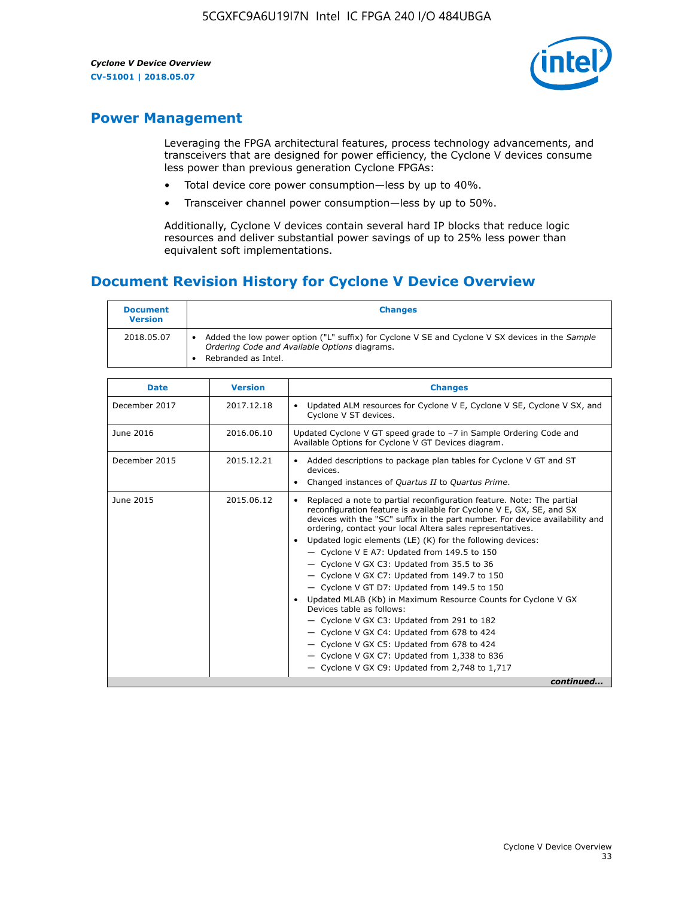## Power Management

Leveraging the FPGA architectural features, process technology advancements, and transceivers that are designed for power efficiency, the Cyclone V devices consume less power than previous generation Cyclone FPGAs:

- Total device core power consumption—less by up to 40%.
- Transceiver channel power consumption—less by up to 50%.

Additionally, Cyclone V devices contain several hard IP blocks that reduce logic resources and deliver substantial power savings of up to 25% less power than equivalent soft implementations.

## Document Revision History for Cyclone V Device Overview

| Document Version | Changes |
|---|---|
| 2018.05.07 | • Added the low power option ("L" suffix) for Cyclone V SE and Cyclone V SX devices in the *Sample Ordering Code and Available Options* diagrams.<br>• Rebranded as Intel. |

| Date | Version | Changes |
|---|---|---|
| December 2017 | 2017.12.18 | • Updated ALM resources for Cyclone V E, Cyclone V SE, Cyclone V SX, and Cyclone V ST devices. |
| June 2016 | 2016.06.10 | Updated Cyclone V GT speed grade to −7 in Sample Ordering Code and Available Options for Cyclone V GT Devices diagram. |
| December 2015 | 2015.12.21 | • Added descriptions to package plan tables for Cyclone V GT and ST devices.<br>• Changed instances of *Quartus II* to *Quartus Prime*. |
| June 2015 | 2015.06.12 | • Replaced a note to partial reconfiguration feature. Note: The partial reconfiguration feature is available for Cyclone V E, GX, SE, and SX devices with the "SC" suffix in the part number. For device availability and ordering, contact your local Altera sales representatives.<br>• Updated logic elements (LE) (K) for the following devices:<br>— Cyclone V E A7: Updated from 149.5 to 150<br>— Cyclone V GX C3: Updated from 35.5 to 36<br>— Cyclone V GX C7: Updated from 149.7 to 150<br>— Cyclone V GT D7: Updated from 149.5 to 150<br>• Updated MLAB (Kb) in Maximum Resource Counts for Cyclone V GX Devices table as follows:<br>— Cyclone V GX C3: Updated from 291 to 182<br>— Cyclone V GX C4: Updated from 678 to 424<br>— Cyclone V GX C5: Updated from 678 to 424<br>— Cyclone V GX C7: Updated from 1,338 to 836<br>— Cyclone V GX C9: Updated from 2,748 to 1,717 |

*continued...*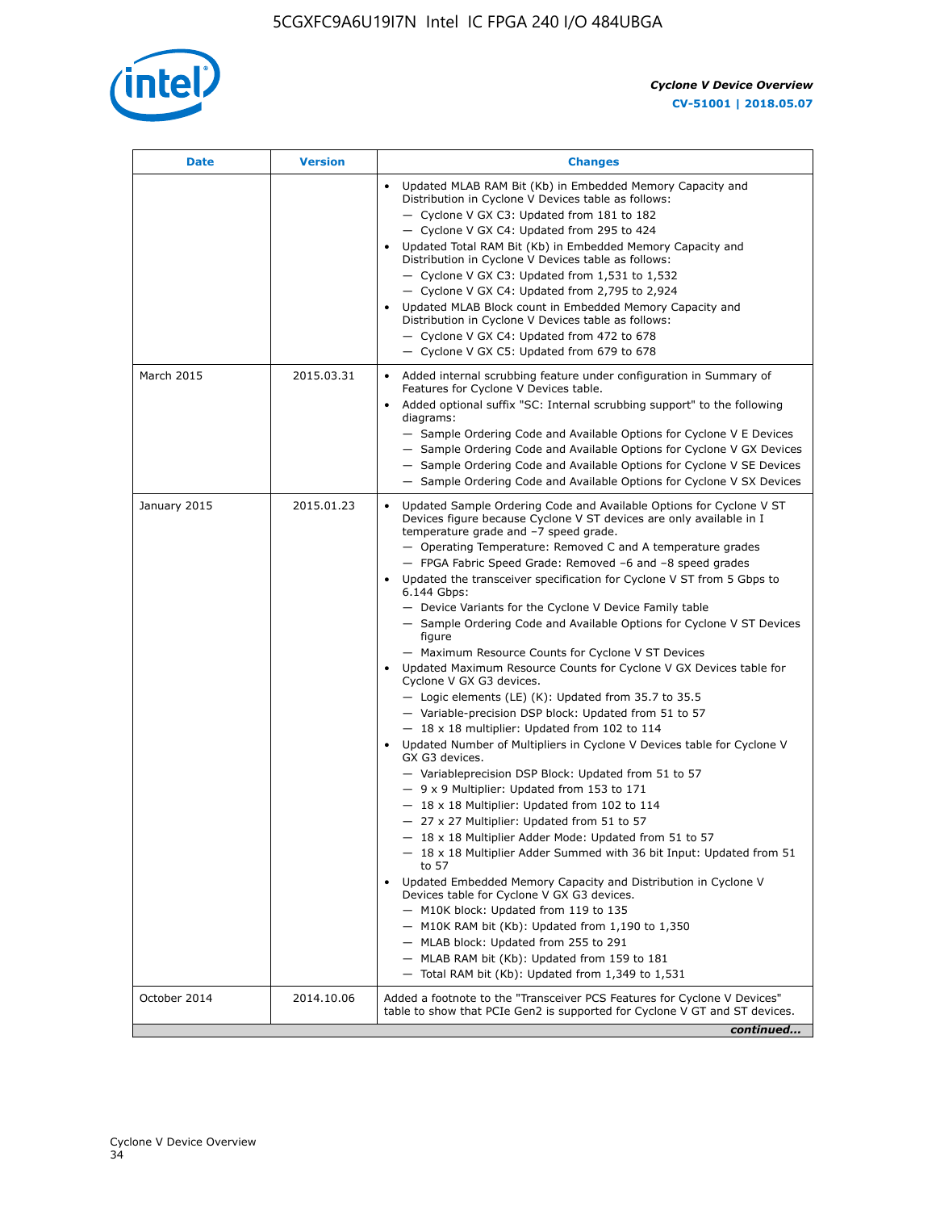| Date | Version | Changes |
| --- | --- | --- |
| | | • Updated MLAB RAM Bit (Kb) in Embedded Memory Capacity and Distribution in Cyclone V Devices table as follows:<br>— Cyclone V GX C3: Updated from 181 to 182<br>— Cyclone V GX C4: Updated from 295 to 424<br>• Updated Total RAM Bit (Kb) in Embedded Memory Capacity and Distribution in Cyclone V Devices table as follows:<br>— Cyclone V GX C3: Updated from 1,531 to 1,532<br>— Cyclone V GX C4: Updated from 2,795 to 2,924<br>• Updated MLAB Block count in Embedded Memory Capacity and Distribution in Cyclone V Devices table as follows:<br>— Cyclone V GX C4: Updated from 472 to 678<br>— Cyclone V GX C5: Updated from 679 to 678 |
| March 2015 | 2015.03.31 | • Added internal scrubbing feature under configuration in Summary of Features for Cyclone V Devices table.<br>• Added optional suffix "SC: Internal scrubbing support" to the following diagrams:<br>— Sample Ordering Code and Available Options for Cyclone V E Devices<br>— Sample Ordering Code and Available Options for Cyclone V GX Devices<br>— Sample Ordering Code and Available Options for Cyclone V SE Devices<br>— Sample Ordering Code and Available Options for Cyclone V SX Devices |
| January 2015 | 2015.01.23 | • Updated Sample Ordering Code and Available Options for Cyclone V ST Devices figure because Cyclone V ST devices are only available in I temperature grade and –7 speed grade.<br>— Operating Temperature: Removed C and A temperature grades<br>— FPGA Fabric Speed Grade: Removed –6 and –8 speed grades<br>• Updated the transceiver specification for Cyclone V ST from 5 Gbps to 6.144 Gbps:<br>— Device Variants for the Cyclone V Device Family table<br>— Sample Ordering Code and Available Options for Cyclone V ST Devices figure<br>— Maximum Resource Counts for Cyclone V ST Devices<br>• Updated Maximum Resource Counts for Cyclone V GX Devices table for Cyclone V GX G3 devices.<br>— Logic elements (LE) (K): Updated from 35.7 to 35.5<br>— Variable-precision DSP block: Updated from 51 to 57<br>— 18 x 18 multiplier: Updated from 102 to 114<br>• Updated Number of Multipliers in Cyclone V Devices table for Cyclone V GX G3 devices.<br>— Variableprecision DSP Block: Updated from 51 to 57<br>— 9 x 9 Multiplier: Updated from 153 to 171<br>— 18 x 18 Multiplier: Updated from 102 to 114<br>— 27 x 27 Multiplier: Updated from 51 to 57<br>— 18 x 18 Multiplier Adder Mode: Updated from 51 to 57<br>— 18 x 18 Multiplier Adder Summed with 36 bit Input: Updated from 51 to 57<br>• Updated Embedded Memory Capacity and Distribution in Cyclone V Devices table for Cyclone V GX G3 devices.<br>— M10K block: Updated from 119 to 135<br>— M10K RAM bit (Kb): Updated from 1,190 to 1,350<br>— MLAB block: Updated from 255 to 291<br>— MLAB RAM bit (Kb): Updated from 159 to 181<br>— Total RAM bit (Kb): Updated from 1,349 to 1,531 |
| October 2014 | 2014.10.06 | Added a footnote to the "Transceiver PCS Features for Cyclone V Devices" table to show that PCIe Gen2 is supported for Cyclone V GT and ST devices. |

*continued...*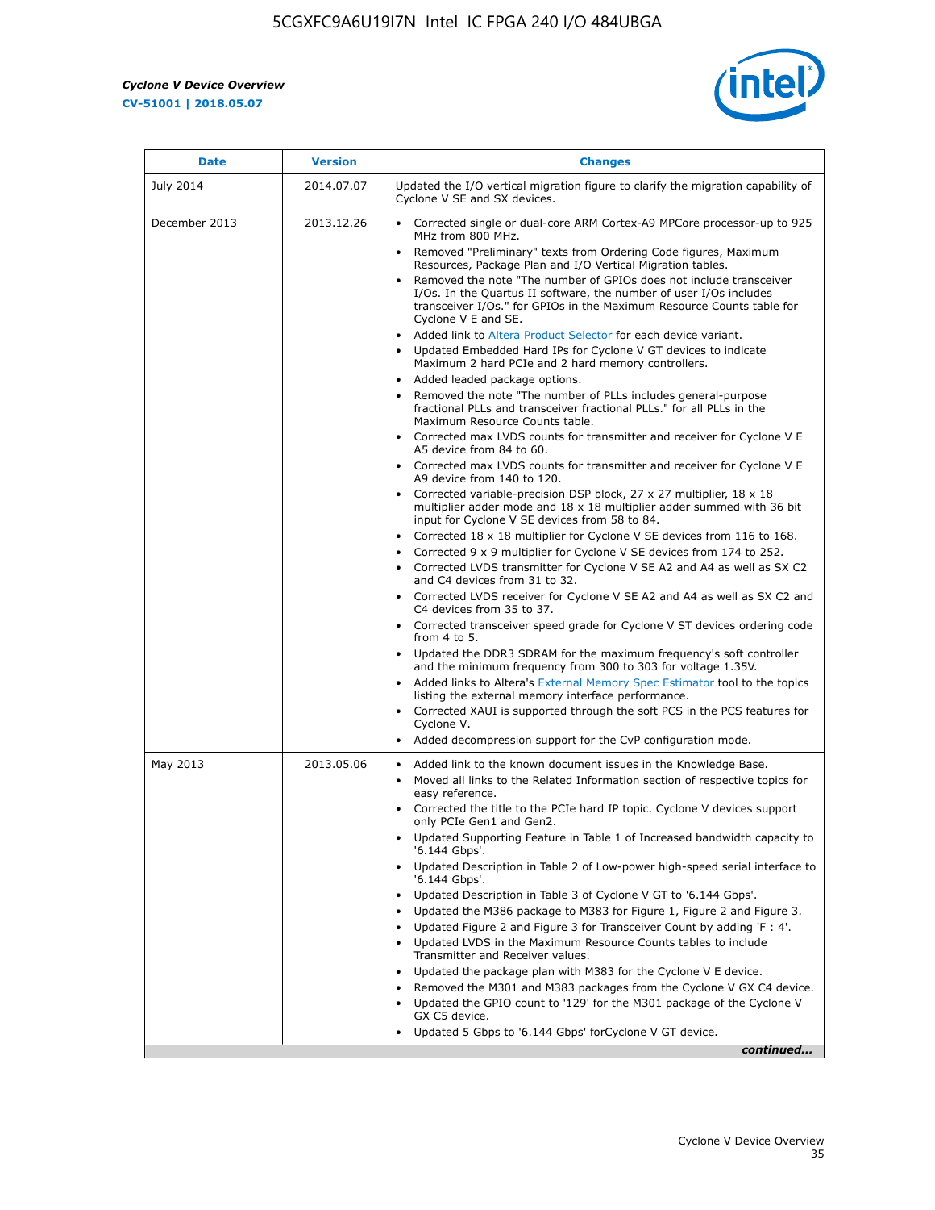| Date | Version | Changes |
|---|---|---|
| July 2014 | 2014.07.07 | Updated the I/O vertical migration figure to clarify the migration capability of Cyclone V SE and SX devices. |
| December 2013 | 2013.12.26 | • Corrected single or dual-core ARM Cortex-A9 MPCore processor-up to 925 MHz from 800 MHz.<br>• Removed "Preliminary" texts from Ordering Code figures, Maximum Resources, Package Plan and I/O Vertical Migration tables.<br>• Removed the note "The number of GPIOs does not include transceiver I/Os. In the Quartus II software, the number of user I/Os includes transceiver I/Os." for GPIOs in the Maximum Resource Counts table for Cyclone V E and SE.<br>• Added link to Altera Product Selector for each device variant.<br>• Updated Embedded Hard IPs for Cyclone V GT devices to indicate Maximum 2 hard PCIe and 2 hard memory controllers.<br>• Added leaded package options.<br>• Removed the note "The number of PLLs includes general-purpose fractional PLLs and transceiver fractional PLLs." for all PLLs in the Maximum Resource Counts table.<br>• Corrected max LVDS counts for transmitter and receiver for Cyclone V E A5 device from 84 to 60.<br>• Corrected max LVDS counts for transmitter and receiver for Cyclone V E A9 device from 140 to 120.<br>• Corrected variable-precision DSP block, 27 x 27 multiplier, 18 x 18 multiplier adder mode and 18 x 18 multiplier adder summed with 36 bit input for Cyclone V SE devices from 58 to 84.<br>• Corrected 18 x 18 multiplier for Cyclone V SE devices from 116 to 168.<br>• Corrected 9 x 9 multiplier for Cyclone V SE devices from 174 to 252.<br>• Corrected LVDS transmitter for Cyclone V SE A2 and A4 as well as SX C2 and C4 devices from 31 to 32.<br>• Corrected LVDS receiver for Cyclone V SE A2 and A4 as well as SX C2 and C4 devices from 35 to 37.<br>• Corrected transceiver speed grade for Cyclone V ST devices ordering code from 4 to 5.<br>• Updated the DDR3 SDRAM for the maximum frequency's soft controller and the minimum frequency from 300 to 303 for voltage 1.35V.<br>• Added links to Altera's External Memory Spec Estimator tool to the topics listing the external memory interface performance.<br>• Corrected XAUI is supported through the soft PCS in the PCS features for Cyclone V.<br>• Added decompression support for the CvP configuration mode. |
| May 2013 | 2013.05.06 | • Added link to the known document issues in the Knowledge Base.<br>• Moved all links to the Related Information section of respective topics for easy reference.<br>• Corrected the title to the PCIe hard IP topic. Cyclone V devices support only PCIe Gen1 and Gen2.<br>• Updated Supporting Feature in Table 1 of Increased bandwidth capacity to '6.144 Gbps'.<br>• Updated Description in Table 2 of Low-power high-speed serial interface to '6.144 Gbps'.<br>• Updated Description in Table 3 of Cyclone V GT to '6.144 Gbps'.<br>• Updated the M386 package to M383 for Figure 1, Figure 2 and Figure 3.<br>• Updated Figure 2 and Figure 3 for Transceiver Count by adding 'F : 4'.<br>• Updated LVDS in the Maximum Resource Counts tables to include Transmitter and Receiver values.<br>• Updated the package plan with M383 for the Cyclone V E device.<br>• Removed the M301 and M383 packages from the Cyclone V GX C4 device.<br>• Updated the GPIO count to '129' for the M301 package of the Cyclone V GX C5 device.<br>• Updated 5 Gbps to '6.144 Gbps' forCyclone V GT device. |

*continued...*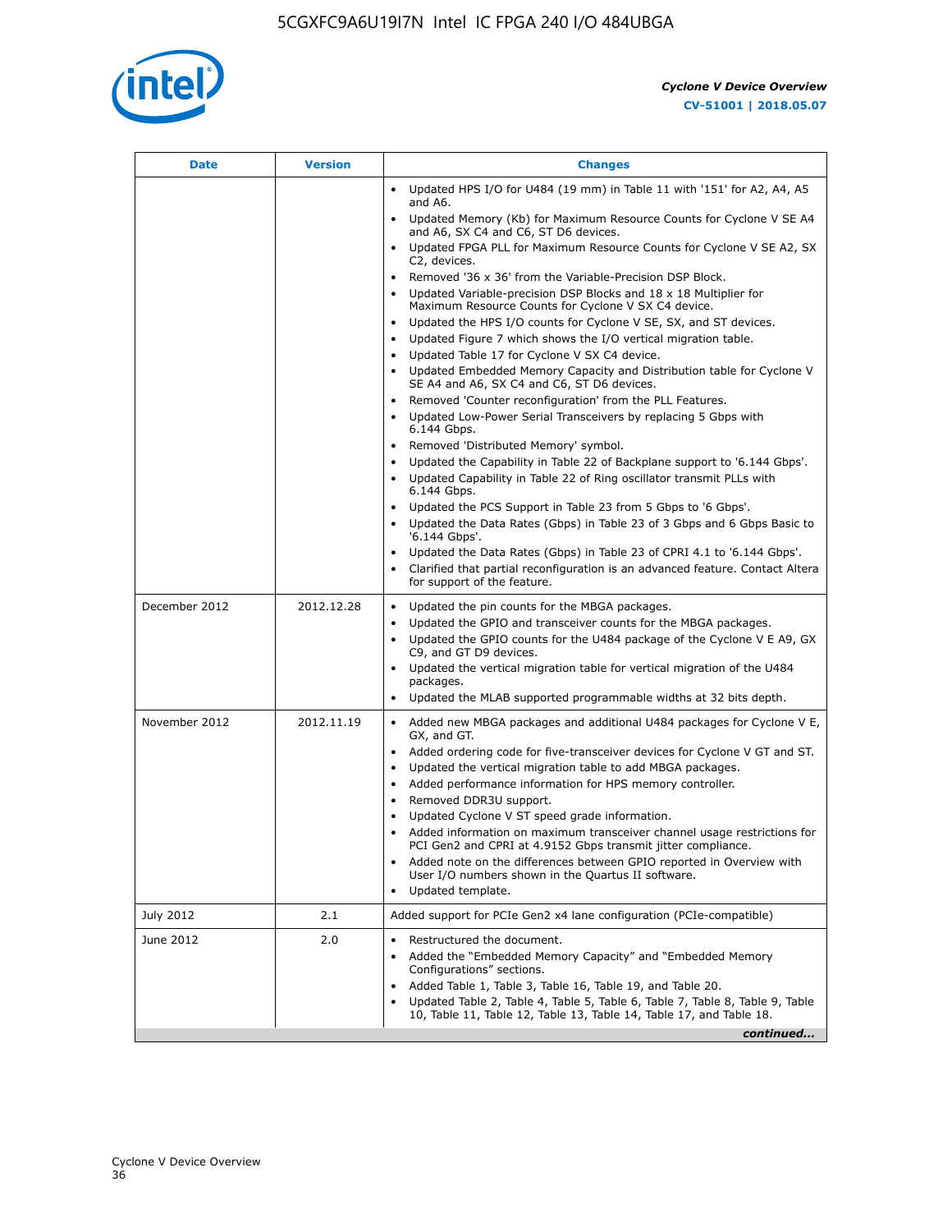| Date | Version | Changes |
|---|---|---|
| | | • Updated HPS I/O for U484 (19 mm) in Table 11 with '151' for A2, A4, A5 and A6.<br>• Updated Memory (Kb) for Maximum Resource Counts for Cyclone V SE A4 and A6, SX C4 and C6, ST D6 devices.<br>• Updated FPGA PLL for Maximum Resource Counts for Cyclone V SE A2, SX C2, devices.<br>• Removed '36 x 36' from the Variable-Precision DSP Block.<br>• Updated Variable-precision DSP Blocks and 18 x 18 Multiplier for Maximum Resource Counts for Cyclone V SX C4 device.<br>• Updated the HPS I/O counts for Cyclone V SE, SX, and ST devices.<br>• Updated Figure 7 which shows the I/O vertical migration table.<br>• Updated Table 17 for Cyclone V SX C4 device.<br>• Updated Embedded Memory Capacity and Distribution table for Cyclone V SE A4 and A6, SX C4 and C6, ST D6 devices.<br>• Removed 'Counter reconfiguration' from the PLL Features.<br>• Updated Low-Power Serial Transceivers by replacing 5 Gbps with 6.144 Gbps.<br>• Removed 'Distributed Memory' symbol.<br>• Updated the Capability in Table 22 of Backplane support to '6.144 Gbps'.<br>• Updated Capability in Table 22 of Ring oscillator transmit PLLs with 6.144 Gbps.<br>• Updated the PCS Support in Table 23 from 5 Gbps to '6 Gbps'.<br>• Updated the Data Rates (Gbps) in Table 23 of 3 Gbps and 6 Gbps Basic to '6.144 Gbps'.<br>• Updated the Data Rates (Gbps) in Table 23 of CPRI 4.1 to '6.144 Gbps'.<br>• Clarified that partial reconfiguration is an advanced feature. Contact Altera for support of the feature. |
| December 2012 | 2012.12.28 | • Updated the pin counts for the MBGA packages.<br>• Updated the GPIO and transceiver counts for the MBGA packages.<br>• Updated the GPIO counts for the U484 package of the Cyclone V E A9, GX C9, and GT D9 devices.<br>• Updated the vertical migration table for vertical migration of the U484 packages.<br>• Updated the MLAB supported programmable widths at 32 bits depth. |
| November 2012 | 2012.11.19 | • Added new MBGA packages and additional U484 packages for Cyclone V E, GX, and GT.<br>• Added ordering code for five-transceiver devices for Cyclone V GT and ST.<br>• Updated the vertical migration table to add MBGA packages.<br>• Added performance information for HPS memory controller.<br>• Removed DDR3U support.<br>• Updated Cyclone V ST speed grade information.<br>• Added information on maximum transceiver channel usage restrictions for PCI Gen2 and CPRI at 4.9152 Gbps transmit jitter compliance.<br>• Added note on the differences between GPIO reported in Overview with User I/O numbers shown in the Quartus II software.<br>• Updated template. |
| July 2012 | 2.1 | Added support for PCIe Gen2 x4 lane configuration (PCIe-compatible) |
| June 2012 | 2.0 | • Restructured the document.<br>• Added the “Embedded Memory Capacity” and “Embedded Memory Configurations” sections.<br>• Added Table 1, Table 3, Table 16, Table 19, and Table 20.<br>• Updated Table 2, Table 4, Table 5, Table 6, Table 7, Table 8, Table 9, Table 10, Table 11, Table 12, Table 13, Table 14, Table 17, and Table 18. |

*continued...*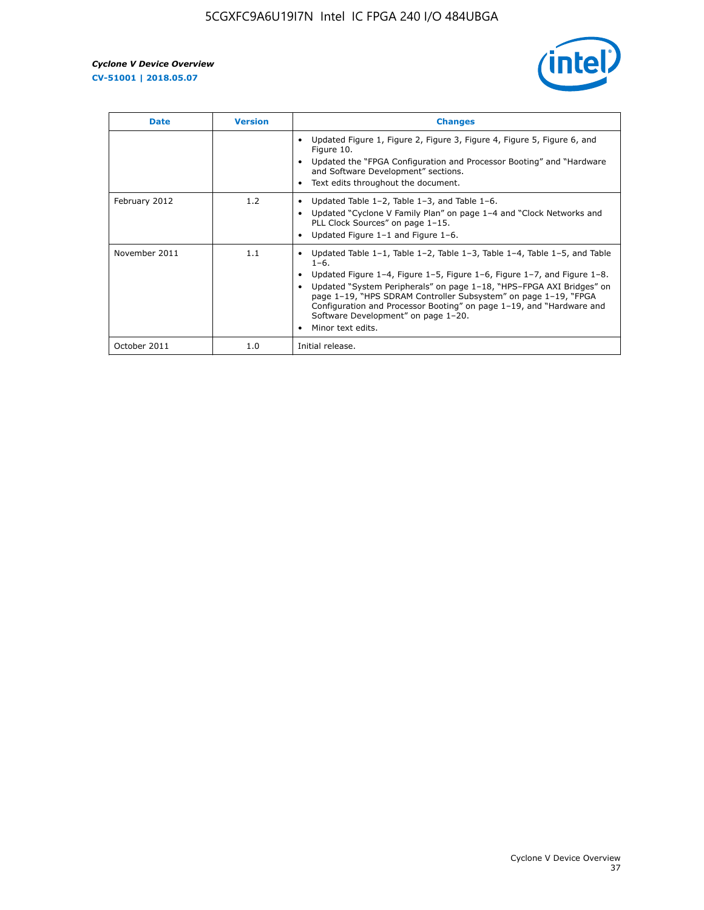| Date | Version | Changes |
| --- | --- | --- |
| | | • Updated Figure 1, Figure 2, Figure 3, Figure 4, Figure 5, Figure 6, and Figure 10.<br>• Updated the "FPGA Configuration and Processor Booting" and "Hardware and Software Development" sections.<br>• Text edits throughout the document. |
| February 2012 | 1.2 | • Updated Table 1–2, Table 1–3, and Table 1–6.<br>• Updated "Cyclone V Family Plan" on page 1–4 and "Clock Networks and PLL Clock Sources" on page 1–15.<br>• Updated Figure 1–1 and Figure 1–6. |
| November 2011 | 1.1 | • Updated Table 1–1, Table 1–2, Table 1–3, Table 1–4, Table 1–5, and Table 1–6.<br>• Updated Figure 1–4, Figure 1–5, Figure 1–6, Figure 1–7, and Figure 1–8.<br>• Updated "System Peripherals" on page 1–18, "HPS–FPGA AXI Bridges" on page 1–19, "HPS SDRAM Controller Subsystem" on page 1–19, "FPGA Configuration and Processor Booting" on page 1–19, and "Hardware and Software Development" on page 1–20.<br>• Minor text edits. |
| October 2011 | 1.0 | Initial release. |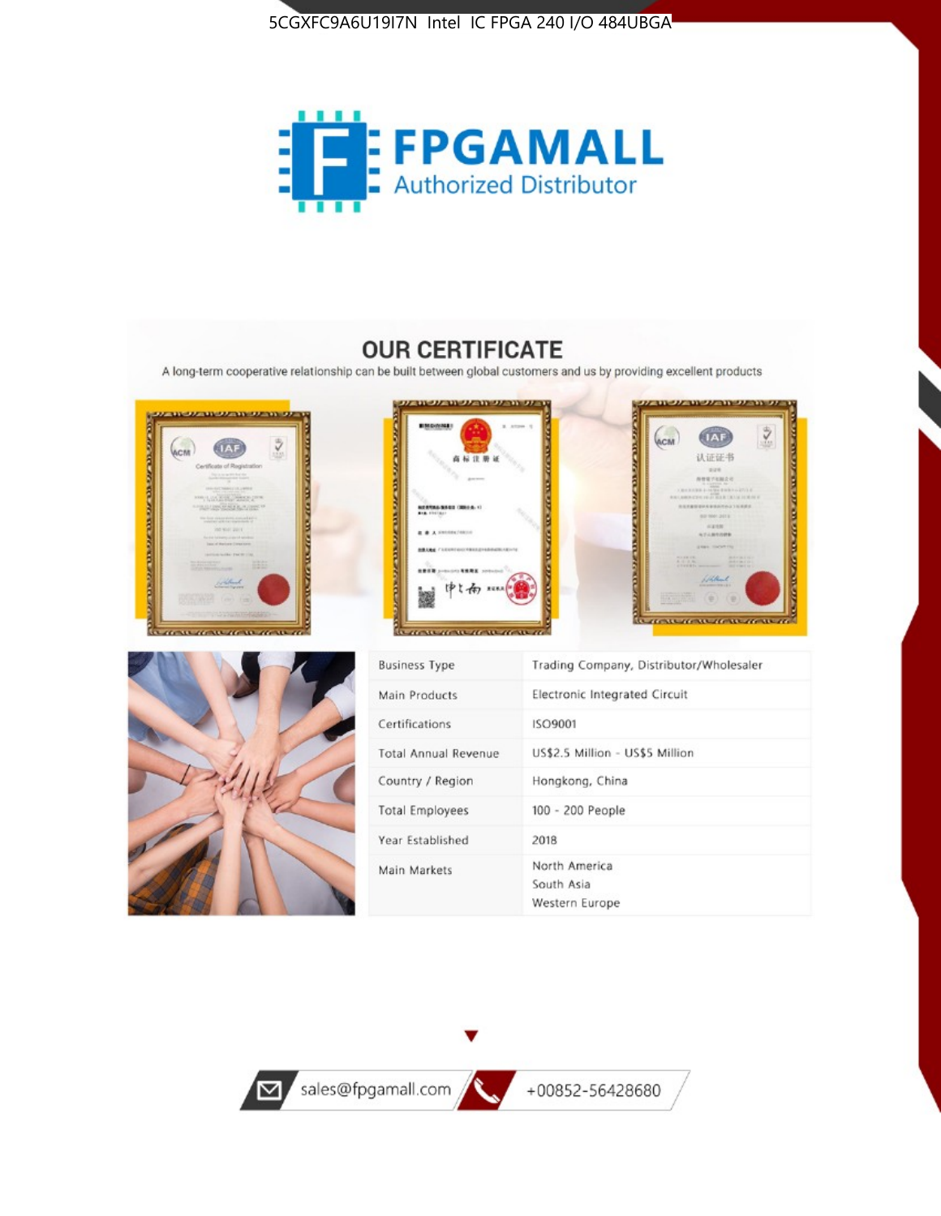FPGAMALL
Authorized Distributor

## OUR CERTIFICATE

A long-term cooperative relationship can be built between global customers and us by providing excellent products

| | |
|---|---|
| Business Type | Trading Company, Distributor/Wholesaler |
| Main Products | Electronic Integrated Circuit |
| Certifications | ISO9001 |
| Total Annual Revenue | US$2.5 Million - US$5 Million |
| Country / Region | Hongkong, China |
| Total Employees | 100 - 200 People |
| Year Established | 2018 |
| Main Markets | North America<br>South Asia<br>Western Europe |

sales@fpgamall.com

+00852-56428680